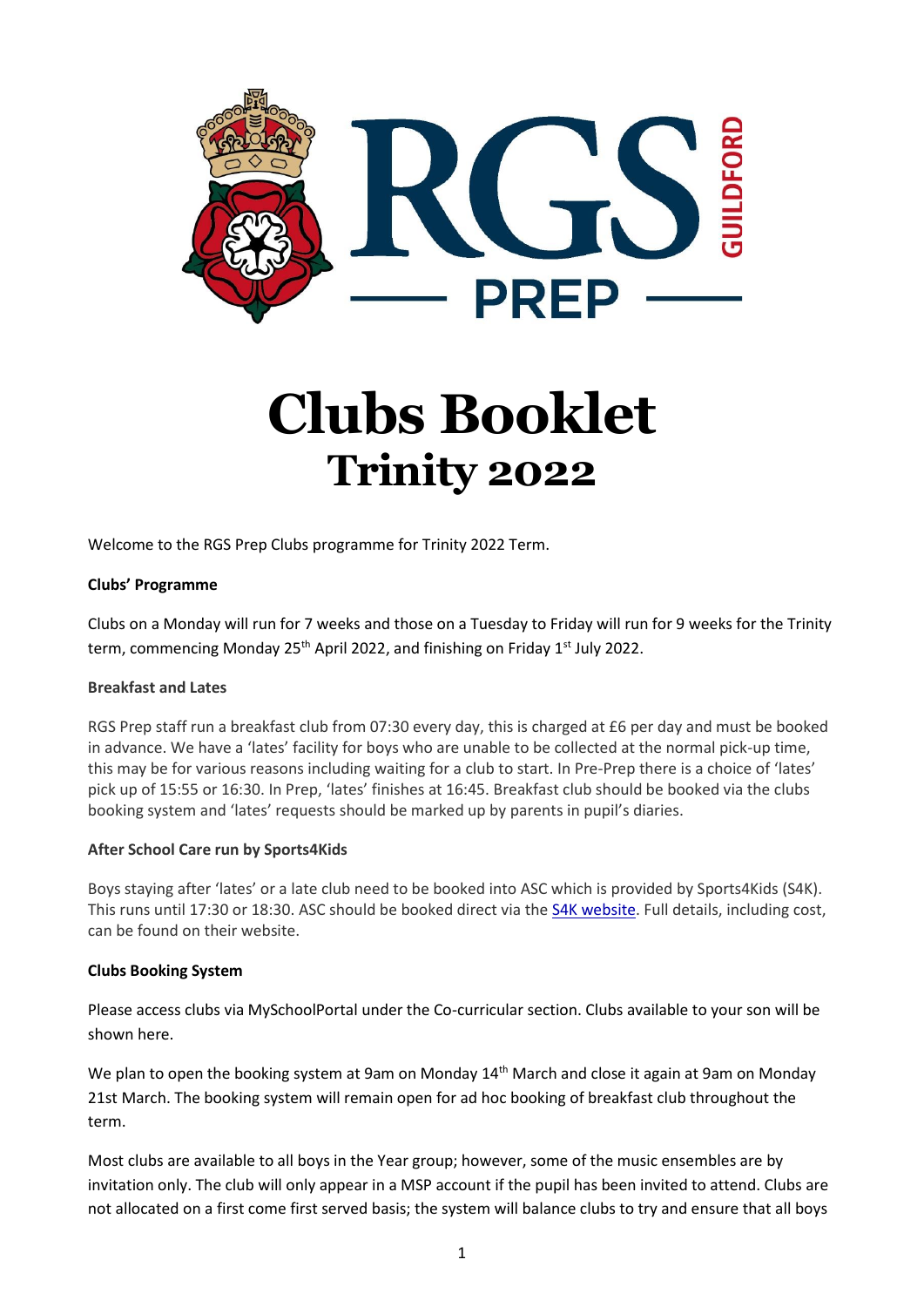# Clubs Booklet
## Trinity 2022

Welcome to the RGS Prep Clubs programme for Trinity 2022 Term.

**Clubs' Programme**

Clubs on a Monday will run for 7 weeks and those on a Tuesday to Friday will run for 9 weeks for the Trinity term, commencing Monday 25th April 2022, and finishing on Friday 1st July 2022.

**Breakfast and Lates**

RGS Prep staff run a breakfast club from 07:30 every day, this is charged at £6 per day and must be booked in advance. We have a 'lates' facility for boys who are unable to be collected at the normal pick-up time, this may be for various reasons including waiting for a club to start. In Pre-Prep there is a choice of 'lates' pick up of 15:55 or 16:30. In Prep, 'lates' finishes at 16:45. Breakfast club should be booked via the clubs booking system and 'lates' requests should be marked up by parents in pupil's diaries.

**After School Care run by Sports4Kids**

Boys staying after 'lates' or a late club need to be booked into ASC which is provided by Sports4Kids (S4K). This runs until 17:30 or 18:30. ASC should be booked direct via the S4K website. Full details, including cost, can be found on their website.

**Clubs Booking System**

Please access clubs via MySchoolPortal under the Co-curricular section. Clubs available to your son will be shown here.

We plan to open the booking system at 9am on Monday 14th March and close it again at 9am on Monday 21st March. The booking system will remain open for ad hoc booking of breakfast club throughout the term.

Most clubs are available to all boys in the Year group; however, some of the music ensembles are by invitation only. The club will only appear in a MSP account if the pupil has been invited to attend. Clubs are not allocated on a first come first served basis; the system will balance clubs to try and ensure that all boys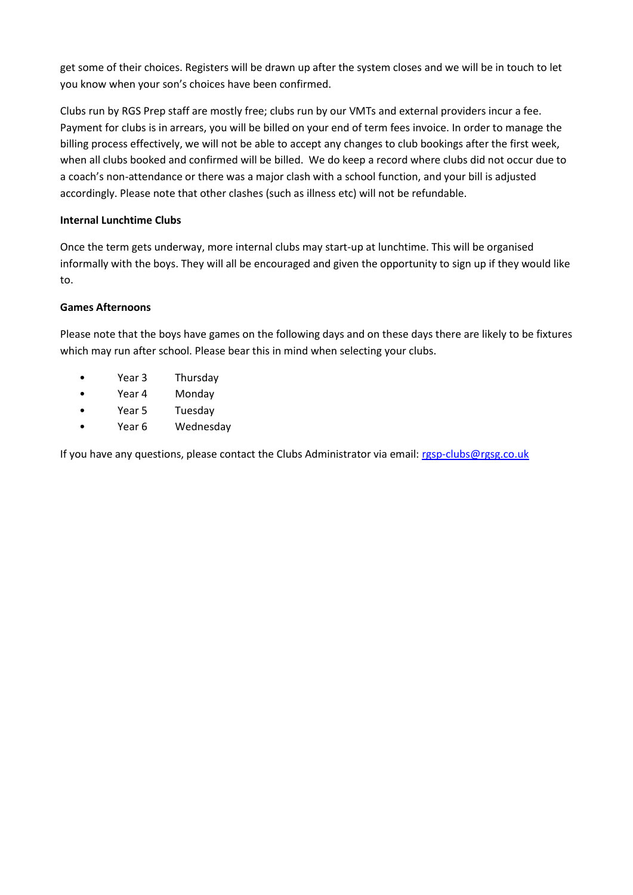get some of their choices. Registers will be drawn up after the system closes and we will be in touch to let you know when your son's choices have been confirmed.

Clubs run by RGS Prep staff are mostly free; clubs run by our VMTs and external providers incur a fee. Payment for clubs is in arrears, you will be billed on your end of term fees invoice. In order to manage the billing process effectively, we will not be able to accept any changes to club bookings after the first week, when all clubs booked and confirmed will be billed. We do keep a record where clubs did not occur due to a coach's non-attendance or there was a major clash with a school function, and your bill is adjusted accordingly. Please note that other clashes (such as illness etc) will not be refundable.

**Internal Lunchtime Clubs**

Once the term gets underway, more internal clubs may start-up at lunchtime. This will be organised informally with the boys. They will all be encouraged and given the opportunity to sign up if they would like to.

**Games Afternoons**

Please note that the boys have games on the following days and on these days there are likely to be fixtures which may run after school. Please bear this in mind when selecting your clubs.

- Year 3 Thursday
- Year 4 Monday
- Year 5 Tuesday
- Year 6 Wednesday

If you have any questions, please contact the Clubs Administrator via email: rgsp-clubs@rgsg.co.uk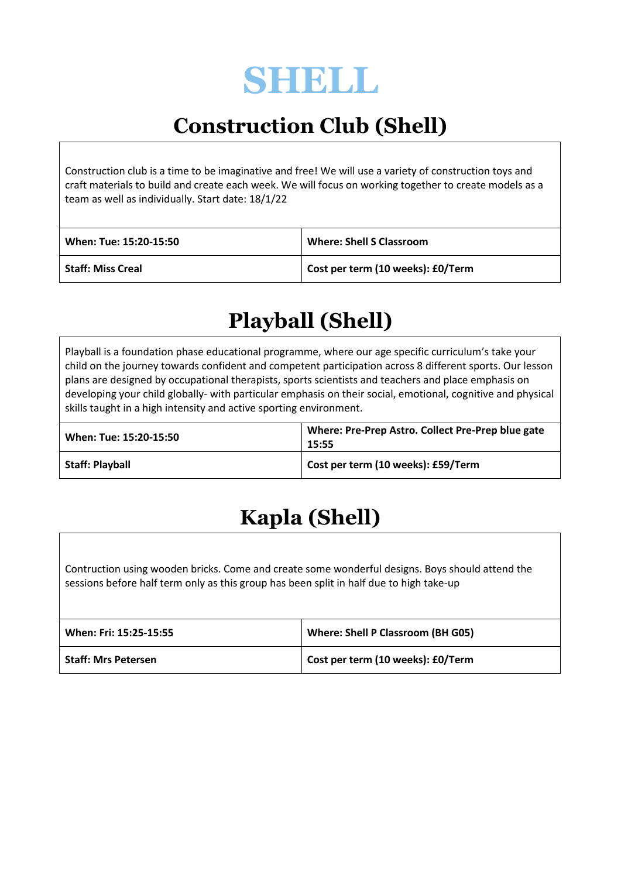# SHELL

## Construction Club (Shell)

Construction club is a time to be imaginative and free! We will use a variety of construction toys and craft materials to build and create each week. We will focus on working together to create models as a team as well as individually. Start date: 18/1/22

| **When: Tue: 15:20-15:50** | **Where: Shell S Classroom** |
|---|---|
| **Staff: Miss Creal** | **Cost per term (10 weeks): £0/Term** |

## Playball (Shell)

Playball is a foundation phase educational programme, where our age specific curriculum's take your child on the journey towards confident and competent participation across 8 different sports. Our lesson plans are designed by occupational therapists, sports scientists and teachers and place emphasis on developing your child globally- with particular emphasis on their social, emotional, cognitive and physical skills taught in a high intensity and active sporting environment.

| **When: Tue: 15:20-15:50** | **Where: Pre-Prep Astro. Collect Pre-Prep blue gate 15:55** |
|---|---|
| **Staff: Playball** | **Cost per term (10 weeks): £59/Term** |

## Kapla (Shell)

Contruction using wooden bricks. Come and create some wonderful designs. Boys should attend the sessions before half term only as this group has been split in half due to high take-up

| **When: Fri: 15:25-15:55** | **Where: Shell P Classroom (BH G05)** |
|---|---|
| **Staff: Mrs Petersen** | **Cost per term (10 weeks): £0/Term** |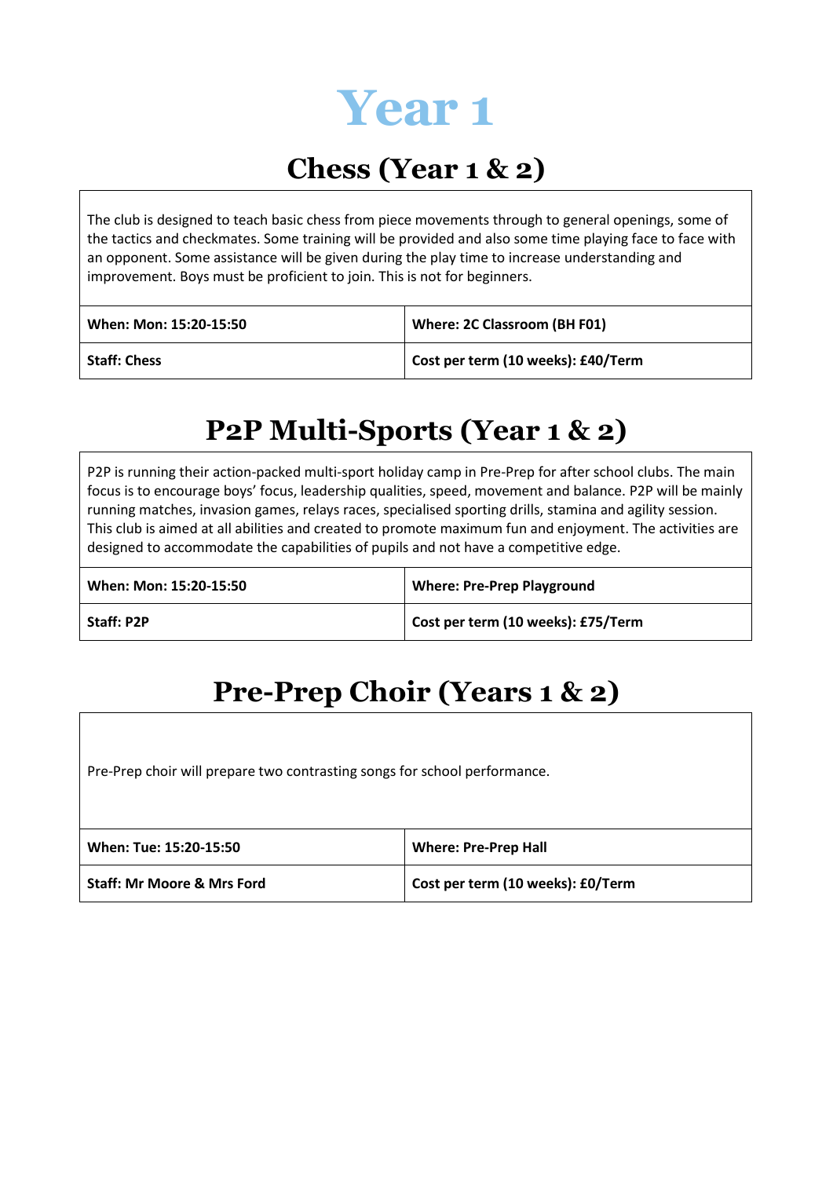# Year 1

## Chess (Year 1 & 2)

The club is designed to teach basic chess from piece movements through to general openings, some of the tactics and checkmates. Some training will be provided and also some time playing face to face with an opponent. Some assistance will be given during the play time to increase understanding and improvement. Boys must be proficient to join. This is not for beginners.

| **When: Mon: 15:20-15:50** | **Where: 2C Classroom (BH F01)** |
|---|---|
| **Staff: Chess** | **Cost per term (10 weeks): £40/Term** |

## P2P Multi-Sports (Year 1 & 2)

P2P is running their action-packed multi-sport holiday camp in Pre-Prep for after school clubs. The main focus is to encourage boys' focus, leadership qualities, speed, movement and balance. P2P will be mainly running matches, invasion games, relays races, specialised sporting drills, stamina and agility session. This club is aimed at all abilities and created to promote maximum fun and enjoyment. The activities are designed to accommodate the capabilities of pupils and not have a competitive edge.

| **When: Mon: 15:20-15:50** | **Where: Pre-Prep Playground** |
|---|---|
| **Staff: P2P** | **Cost per term (10 weeks): £75/Term** |

## Pre-Prep Choir (Years 1 & 2)

Pre-Prep choir will prepare two contrasting songs for school performance.

| **When: Tue: 15:20-15:50** | **Where: Pre-Prep Hall** |
|---|---|
| **Staff: Mr Moore & Mrs Ford** | **Cost per term (10 weeks): £0/Term** |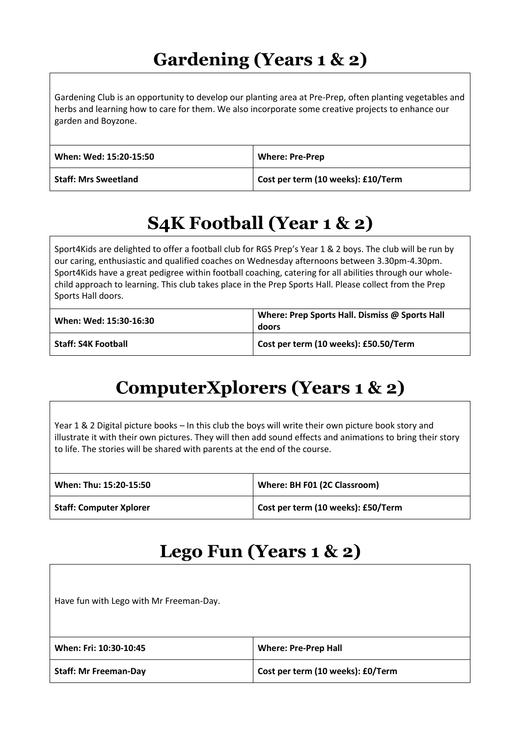## Gardening (Years 1 & 2)

Gardening Club is an opportunity to develop our planting area at Pre-Prep, often planting vegetables and herbs and learning how to care for them. We also incorporate some creative projects to enhance our garden and Boyzone.

| **When: Wed: 15:20-15:50** | **Where: Pre-Prep** |
| --- | --- |
| **Staff: Mrs Sweetland** | **Cost per term (10 weeks): £10/Term** |

## S4K Football (Year 1 & 2)

Sport4Kids are delighted to offer a football club for RGS Prep's Year 1 & 2 boys. The club will be run by our caring, enthusiastic and qualified coaches on Wednesday afternoons between 3.30pm-4.30pm. Sport4Kids have a great pedigree within football coaching, catering for all abilities through our whole-child approach to learning. This club takes place in the Prep Sports Hall. Please collect from the Prep Sports Hall doors.

| **When: Wed: 15:30-16:30** | **Where: Prep Sports Hall. Dismiss @ Sports Hall doors** |
| --- | --- |
| **Staff: S4K Football** | **Cost per term (10 weeks): £50.50/Term** |

## ComputerXplorers (Years 1 & 2)

Year 1 & 2 Digital picture books – In this club the boys will write their own picture book story and illustrate it with their own pictures. They will then add sound effects and animations to bring their story to life. The stories will be shared with parents at the end of the course.

| **When: Thu: 15:20-15:50** | **Where: BH F01 (2C Classroom)** |
| --- | --- |
| **Staff: Computer Xplorer** | **Cost per term (10 weeks): £50/Term** |

## Lego Fun (Years 1 & 2)

Have fun with Lego with Mr Freeman-Day.

| **When: Fri: 10:30-10:45** | **Where: Pre-Prep Hall** |
| --- | --- |
| **Staff: Mr Freeman-Day** | **Cost per term (10 weeks): £0/Term** |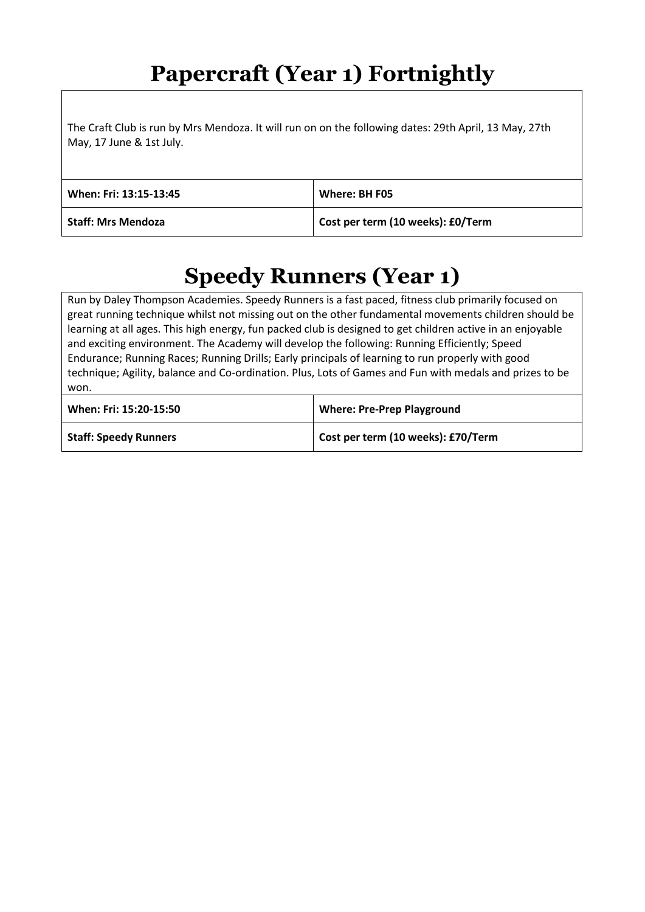# Papercraft (Year 1) Fortnightly

The Craft Club is run by Mrs Mendoza. It will run on on the following dates: 29th April, 13 May, 27th May, 17 June & 1st July.

| **When: Fri: 13:15-13:45** | **Where: BH F05** |
| --- | --- |
| **Staff: Mrs Mendoza** | **Cost per term (10 weeks): £0/Term** |

# Speedy Runners (Year 1)

Run by Daley Thompson Academies. Speedy Runners is a fast paced, fitness club primarily focused on great running technique whilst not missing out on the other fundamental movements children should be learning at all ages. This high energy, fun packed club is designed to get children active in an enjoyable and exciting environment. The Academy will develop the following: Running Efficiently; Speed Endurance; Running Races; Running Drills; Early principals of learning to run properly with good technique; Agility, balance and Co-ordination. Plus, Lots of Games and Fun with medals and prizes to be won.

| **When: Fri: 15:20-15:50** | **Where: Pre-Prep Playground** |
| --- | --- |
| **Staff: Speedy Runners** | **Cost per term (10 weeks): £70/Term** |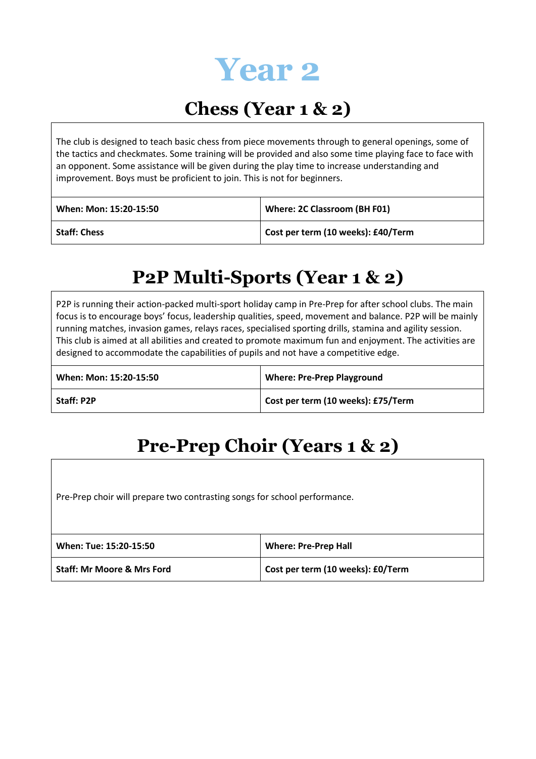# Year 2

## Chess (Year 1 & 2)

The club is designed to teach basic chess from piece movements through to general openings, some of the tactics and checkmates. Some training will be provided and also some time playing face to face with an opponent. Some assistance will be given during the play time to increase understanding and improvement. Boys must be proficient to join. This is not for beginners.

| **When: Mon: 15:20-15:50** | **Where: 2C Classroom (BH F01)** |
|---|---|
| **Staff: Chess** | **Cost per term (10 weeks): £40/Term** |

## P2P Multi-Sports (Year 1 & 2)

P2P is running their action-packed multi-sport holiday camp in Pre-Prep for after school clubs. The main focus is to encourage boys' focus, leadership qualities, speed, movement and balance. P2P will be mainly running matches, invasion games, relays races, specialised sporting drills, stamina and agility session. This club is aimed at all abilities and created to promote maximum fun and enjoyment. The activities are designed to accommodate the capabilities of pupils and not have a competitive edge.

| **When: Mon: 15:20-15:50** | **Where: Pre-Prep Playground** |
|---|---|
| **Staff: P2P** | **Cost per term (10 weeks): £75/Term** |

## Pre-Prep Choir (Years 1 & 2)

Pre-Prep choir will prepare two contrasting songs for school performance.

| **When: Tue: 15:20-15:50** | **Where: Pre-Prep Hall** |
|---|---|
| **Staff: Mr Moore & Mrs Ford** | **Cost per term (10 weeks): £0/Term** |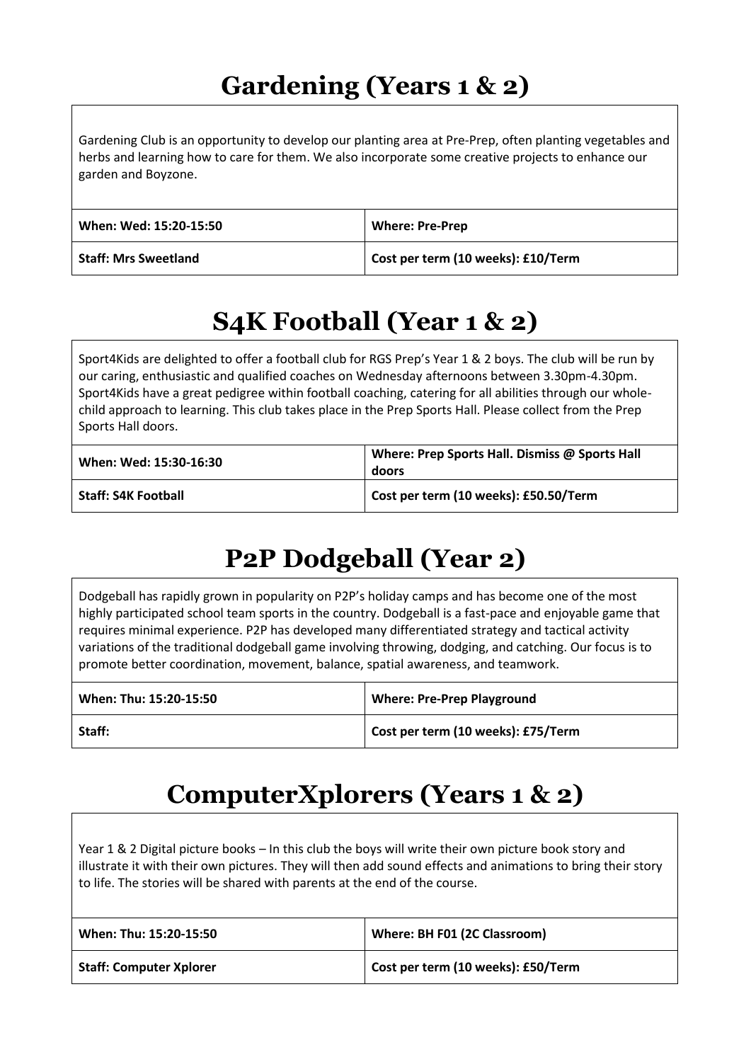# Gardening (Years 1 & 2)

Gardening Club is an opportunity to develop our planting area at Pre-Prep, often planting vegetables and herbs and learning how to care for them. We also incorporate some creative projects to enhance our garden and Boyzone.

| **When: Wed: 15:20-15:50** | **Where: Pre-Prep** |
|---|---|
| **Staff: Mrs Sweetland** | **Cost per term (10 weeks): £10/Term** |

# S4K Football (Year 1 & 2)

Sport4Kids are delighted to offer a football club for RGS Prep's Year 1 & 2 boys. The club will be run by our caring, enthusiastic and qualified coaches on Wednesday afternoons between 3.30pm-4.30pm. Sport4Kids have a great pedigree within football coaching, catering for all abilities through our whole-child approach to learning. This club takes place in the Prep Sports Hall. Please collect from the Prep Sports Hall doors.

| **When: Wed: 15:30-16:30** | **Where: Prep Sports Hall. Dismiss @ Sports Hall doors** |
|---|---|
| **Staff: S4K Football** | **Cost per term (10 weeks): £50.50/Term** |

# P2P Dodgeball (Year 2)

Dodgeball has rapidly grown in popularity on P2P's holiday camps and has become one of the most highly participated school team sports in the country. Dodgeball is a fast-pace and enjoyable game that requires minimal experience. P2P has developed many differentiated strategy and tactical activity variations of the traditional dodgeball game involving throwing, dodging, and catching. Our focus is to promote better coordination, movement, balance, spatial awareness, and teamwork.

| **When: Thu: 15:20-15:50** | **Where: Pre-Prep Playground** |
|---|---|
| **Staff:** | **Cost per term (10 weeks): £75/Term** |

# ComputerXplorers (Years 1 & 2)

Year 1 & 2 Digital picture books – In this club the boys will write their own picture book story and illustrate it with their own pictures. They will then add sound effects and animations to bring their story to life. The stories will be shared with parents at the end of the course.

| **When: Thu: 15:20-15:50** | **Where: BH F01 (2C Classroom)** |
|---|---|
| **Staff: Computer Xplorer** | **Cost per term (10 weeks): £50/Term** |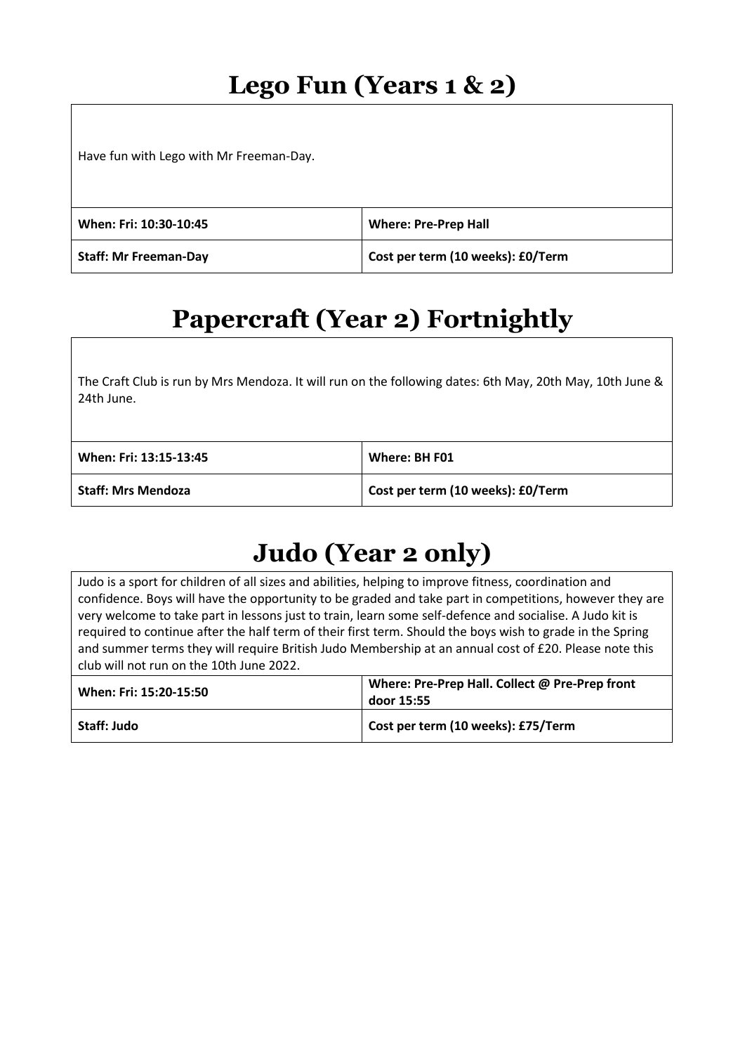# Lego Fun (Years 1 & 2)

Have fun with Lego with Mr Freeman-Day.

| **When: Fri: 10:30-10:45** | **Where: Pre-Prep Hall** |
|---|---|
| **Staff: Mr Freeman-Day** | **Cost per term (10 weeks): £0/Term** |

# Papercraft (Year 2) Fortnightly

The Craft Club is run by Mrs Mendoza. It will run on the following dates: 6th May, 20th May, 10th June & 24th June.

| **When: Fri: 13:15-13:45** | **Where: BH F01** |
|---|---|
| **Staff: Mrs Mendoza** | **Cost per term (10 weeks): £0/Term** |

# Judo (Year 2 only)

Judo is a sport for children of all sizes and abilities, helping to improve fitness, coordination and confidence. Boys will have the opportunity to be graded and take part in competitions, however they are very welcome to take part in lessons just to train, learn some self-defence and socialise. A Judo kit is required to continue after the half term of their first term. Should the boys wish to grade in the Spring and summer terms they will require British Judo Membership at an annual cost of £20. Please note this club will not run on the 10th June 2022.

| **When: Fri: 15:20-15:50** | **Where: Pre-Prep Hall. Collect @ Pre-Prep front door 15:55** |
|---|---|
| **Staff: Judo** | **Cost per term (10 weeks): £75/Term** |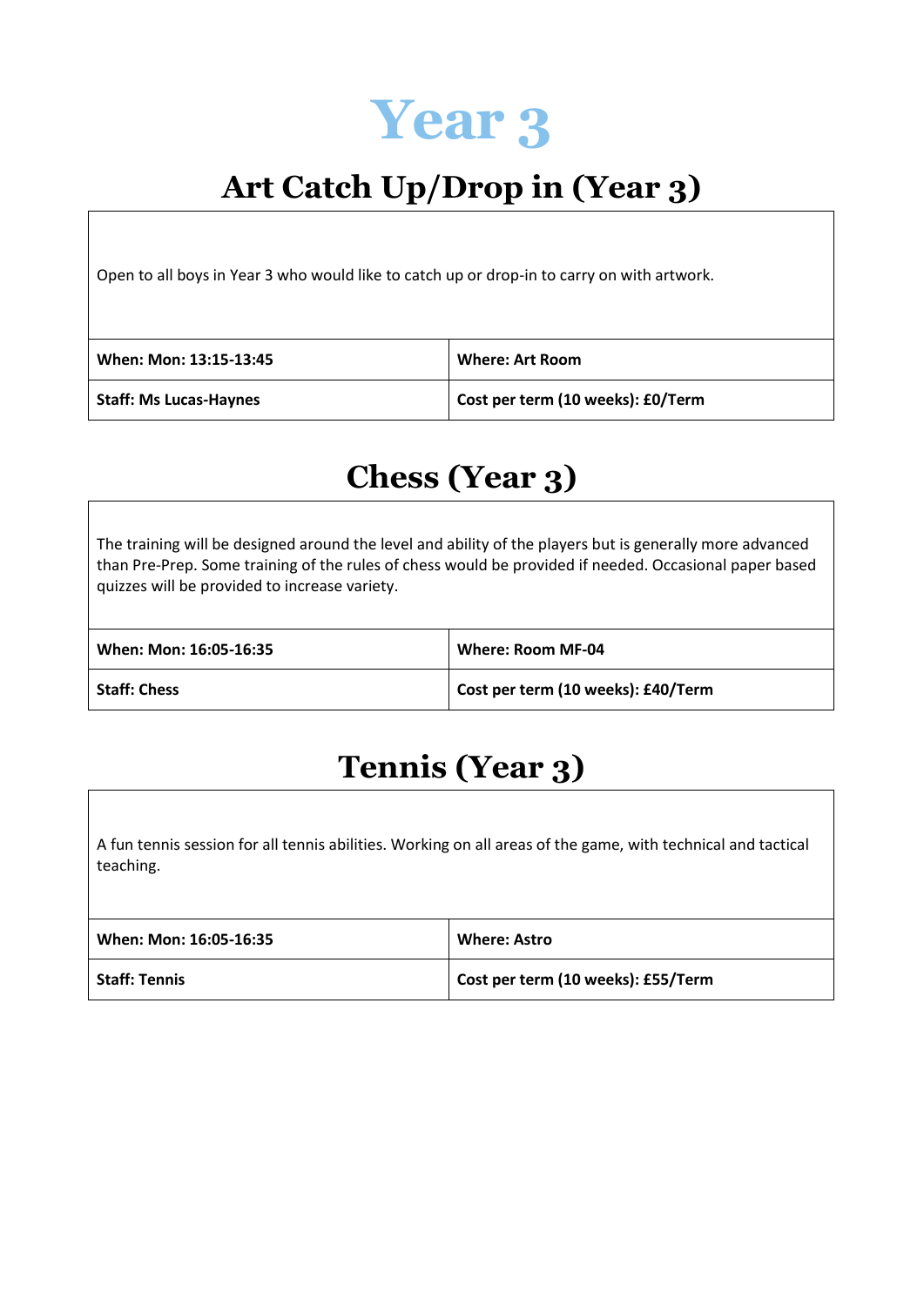# Year 3

## Art Catch Up/Drop in (Year 3)

| Open to all boys in Year 3 who would like to catch up or drop-in to carry on with artwork. | |
|---|---|
| **When: Mon: 13:15-13:45** | **Where: Art Room** |
| **Staff: Ms Lucas-Haynes** | **Cost per term (10 weeks): £0/Term** |

## Chess (Year 3)

| The training will be designed around the level and ability of the players but is generally more advanced than Pre-Prep. Some training of the rules of chess would be provided if needed. Occasional paper based quizzes will be provided to increase variety. | |
|---|---|
| **When: Mon: 16:05-16:35** | **Where: Room MF-04** |
| **Staff: Chess** | **Cost per term (10 weeks): £40/Term** |

## Tennis (Year 3)

| A fun tennis session for all tennis abilities. Working on all areas of the game, with technical and tactical teaching. | |
|---|---|
| **When: Mon: 16:05-16:35** | **Where: Astro** |
| **Staff: Tennis** | **Cost per term (10 weeks): £55/Term** |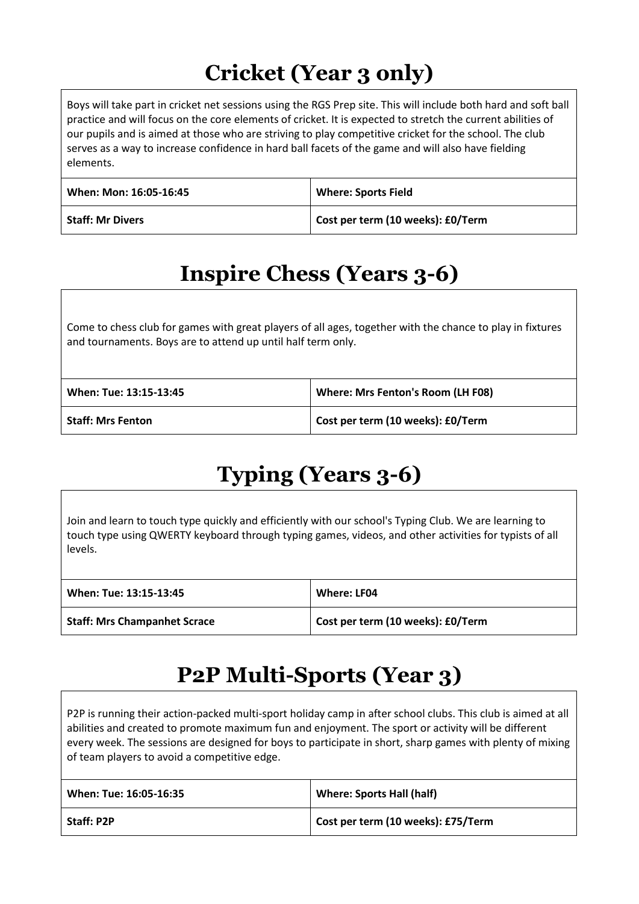# Cricket (Year 3 only)

Boys will take part in cricket net sessions using the RGS Prep site. This will include both hard and soft ball practice and will focus on the core elements of cricket. It is expected to stretch the current abilities of our pupils and is aimed at those who are striving to play competitive cricket for the school. The club serves as a way to increase confidence in hard ball facets of the game and will also have fielding elements.

| When: Mon: 16:05-16:45 | Where: Sports Field |
|---|---|
| Staff: Mr Divers | Cost per term (10 weeks): £0/Term |

# Inspire Chess (Years 3-6)

Come to chess club for games with great players of all ages, together with the chance to play in fixtures and tournaments. Boys are to attend up until half term only.

| When: Tue: 13:15-13:45 | Where: Mrs Fenton's Room (LH F08) |
|---|---|
| Staff: Mrs Fenton | Cost per term (10 weeks): £0/Term |

# Typing (Years 3-6)

Join and learn to touch type quickly and efficiently with our school's Typing Club. We are learning to touch type using QWERTY keyboard through typing games, videos, and other activities for typists of all levels.

| When: Tue: 13:15-13:45 | Where: LF04 |
|---|---|
| Staff: Mrs Champanhet Scrace | Cost per term (10 weeks): £0/Term |

# P2P Multi-Sports (Year 3)

P2P is running their action-packed multi-sport holiday camp in after school clubs. This club is aimed at all abilities and created to promote maximum fun and enjoyment. The sport or activity will be different every week. The sessions are designed for boys to participate in short, sharp games with plenty of mixing of team players to avoid a competitive edge.

| When: Tue: 16:05-16:35 | Where: Sports Hall (half) |
|---|---|
| Staff: P2P | Cost per term (10 weeks): £75/Term |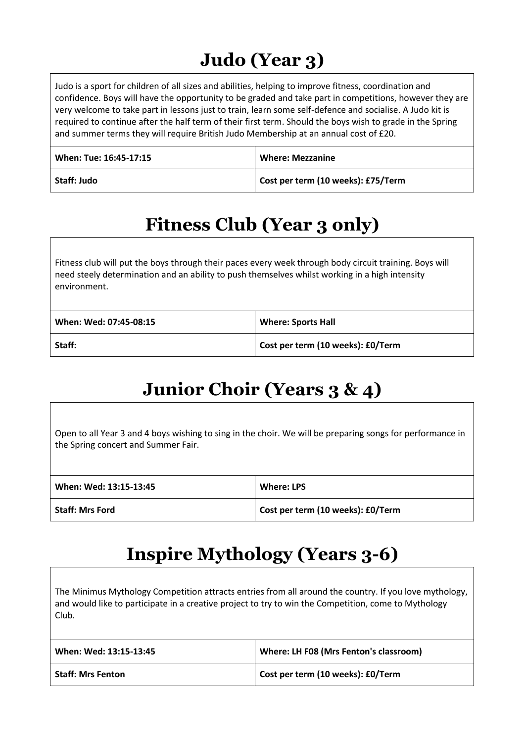# Judo (Year 3)

Judo is a sport for children of all sizes and abilities, helping to improve fitness, coordination and confidence. Boys will have the opportunity to be graded and take part in competitions, however they are very welcome to take part in lessons just to train, learn some self-defence and socialise. A Judo kit is required to continue after the half term of their first term. Should the boys wish to grade in the Spring and summer terms they will require British Judo Membership at an annual cost of £20.

| **When: Tue: 16:45-17:15** | **Where: Mezzanine** |
|---|---|
| **Staff: Judo** | **Cost per term (10 weeks): £75/Term** |

# Fitness Club (Year 3 only)

Fitness club will put the boys through their paces every week through body circuit training. Boys will need steely determination and an ability to push themselves whilst working in a high intensity environment.

| **When: Wed: 07:45-08:15** | **Where: Sports Hall** |
|---|---|
| **Staff:** | **Cost per term (10 weeks): £0/Term** |

# Junior Choir (Years 3 & 4)

Open to all Year 3 and 4 boys wishing to sing in the choir. We will be preparing songs for performance in the Spring concert and Summer Fair.

| **When: Wed: 13:15-13:45** | **Where: LPS** |
|---|---|
| **Staff: Mrs Ford** | **Cost per term (10 weeks): £0/Term** |

# Inspire Mythology (Years 3-6)

The Minimus Mythology Competition attracts entries from all around the country. If you love mythology, and would like to participate in a creative project to try to win the Competition, come to Mythology Club.

| **When: Wed: 13:15-13:45** | **Where: LH F08 (Mrs Fenton's classroom)** |
|---|---|
| **Staff: Mrs Fenton** | **Cost per term (10 weeks): £0/Term** |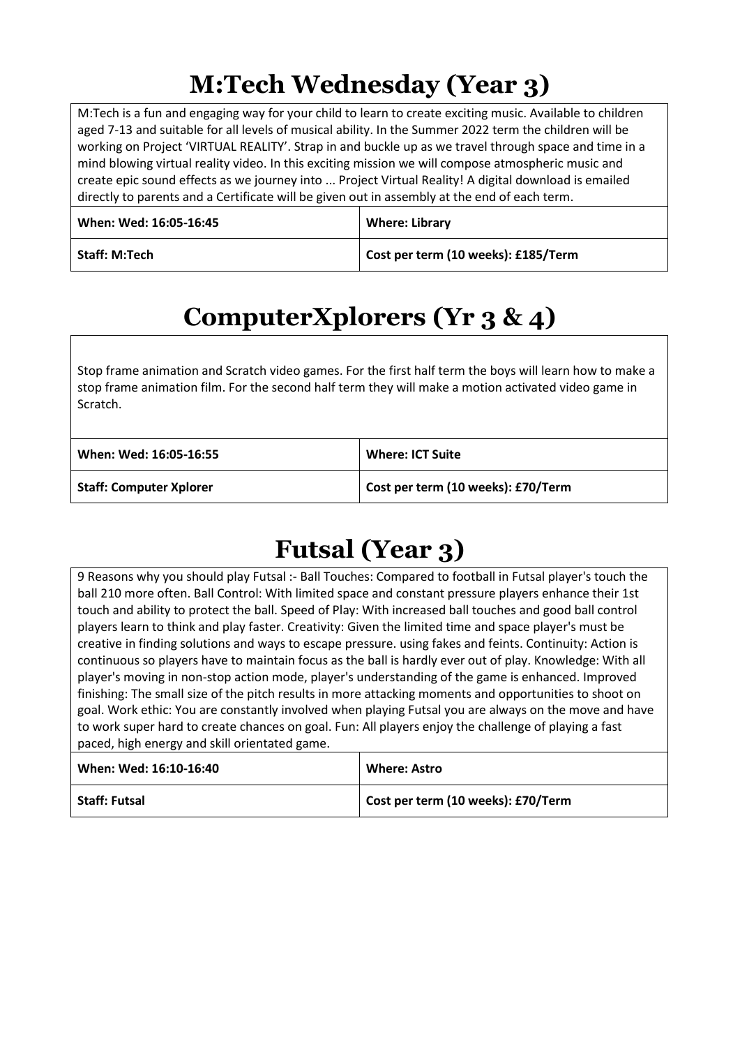# M:Tech Wednesday (Year 3)

M:Tech is a fun and engaging way for your child to learn to create exciting music. Available to children aged 7-13 and suitable for all levels of musical ability. In the Summer 2022 term the children will be working on Project 'VIRTUAL REALITY'. Strap in and buckle up as we travel through space and time in a mind blowing virtual reality video. In this exciting mission we will compose atmospheric music and create epic sound effects as we journey into ... Project Virtual Reality! A digital download is emailed directly to parents and a Certificate will be given out in assembly at the end of each term.

| **When: Wed: 16:05-16:45** | **Where: Library** |
|---|---|
| **Staff: M:Tech** | **Cost per term (10 weeks): £185/Term** |

# ComputerXplorers (Yr 3 & 4)

Stop frame animation and Scratch video games. For the first half term the boys will learn how to make a stop frame animation film. For the second half term they will make a motion activated video game in Scratch.

| **When: Wed: 16:05-16:55** | **Where: ICT Suite** |
|---|---|
| **Staff: Computer Xplorer** | **Cost per term (10 weeks): £70/Term** |

# Futsal (Year 3)

9 Reasons why you should play Futsal :- Ball Touches: Compared to football in Futsal player's touch the ball 210 more often. Ball Control: With limited space and constant pressure players enhance their 1st touch and ability to protect the ball. Speed of Play: With increased ball touches and good ball control players learn to think and play faster. Creativity: Given the limited time and space player's must be creative in finding solutions and ways to escape pressure. using fakes and feints. Continuity: Action is continuous so players have to maintain focus as the ball is hardly ever out of play. Knowledge: With all player's moving in non-stop action mode, player's understanding of the game is enhanced. Improved finishing: The small size of the pitch results in more attacking moments and opportunities to shoot on goal. Work ethic: You are constantly involved when playing Futsal you are always on the move and have to work super hard to create chances on goal. Fun: All players enjoy the challenge of playing a fast paced, high energy and skill orientated game.

| **When: Wed: 16:10-16:40** | **Where: Astro** |
|---|---|
| **Staff: Futsal** | **Cost per term (10 weeks): £70/Term** |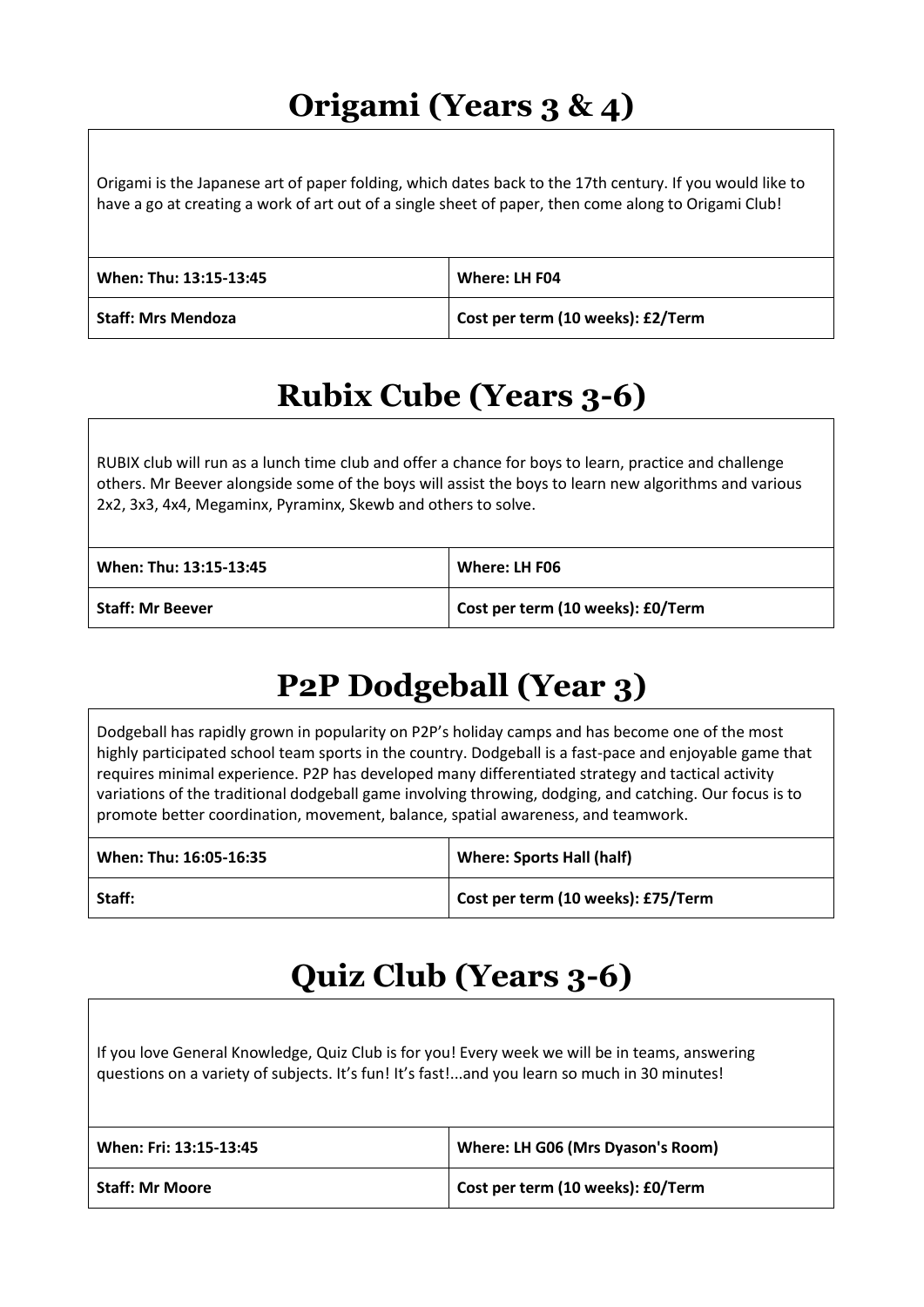## Origami (Years 3 & 4)

Origami is the Japanese art of paper folding, which dates back to the 17th century. If you would like to have a go at creating a work of art out of a single sheet of paper, then come along to Origami Club!

| When: Thu: 13:15-13:45 | Where: LH F04 |
|---|---|
| Staff: Mrs Mendoza | Cost per term (10 weeks): £2/Term |

## Rubix Cube (Years 3-6)

RUBIX club will run as a lunch time club and offer a chance for boys to learn, practice and challenge others. Mr Beever alongside some of the boys will assist the boys to learn new algorithms and various 2x2, 3x3, 4x4, Megaminx, Pyraminx, Skewb and others to solve.

| When: Thu: 13:15-13:45 | Where: LH F06 |
|---|---|
| Staff: Mr Beever | Cost per term (10 weeks): £0/Term |

## P2P Dodgeball (Year 3)

Dodgeball has rapidly grown in popularity on P2P's holiday camps and has become one of the most highly participated school team sports in the country. Dodgeball is a fast-pace and enjoyable game that requires minimal experience. P2P has developed many differentiated strategy and tactical activity variations of the traditional dodgeball game involving throwing, dodging, and catching. Our focus is to promote better coordination, movement, balance, spatial awareness, and teamwork.

| When: Thu: 16:05-16:35 | Where: Sports Hall (half) |
|---|---|
| Staff: | Cost per term (10 weeks): £75/Term |

## Quiz Club (Years 3-6)

If you love General Knowledge, Quiz Club is for you! Every week we will be in teams, answering questions on a variety of subjects. It's fun! It's fast!...and you learn so much in 30 minutes!

| When: Fri: 13:15-13:45 | Where: LH G06 (Mrs Dyason's Room) |
|---|---|
| Staff: Mr Moore | Cost per term (10 weeks): £0/Term |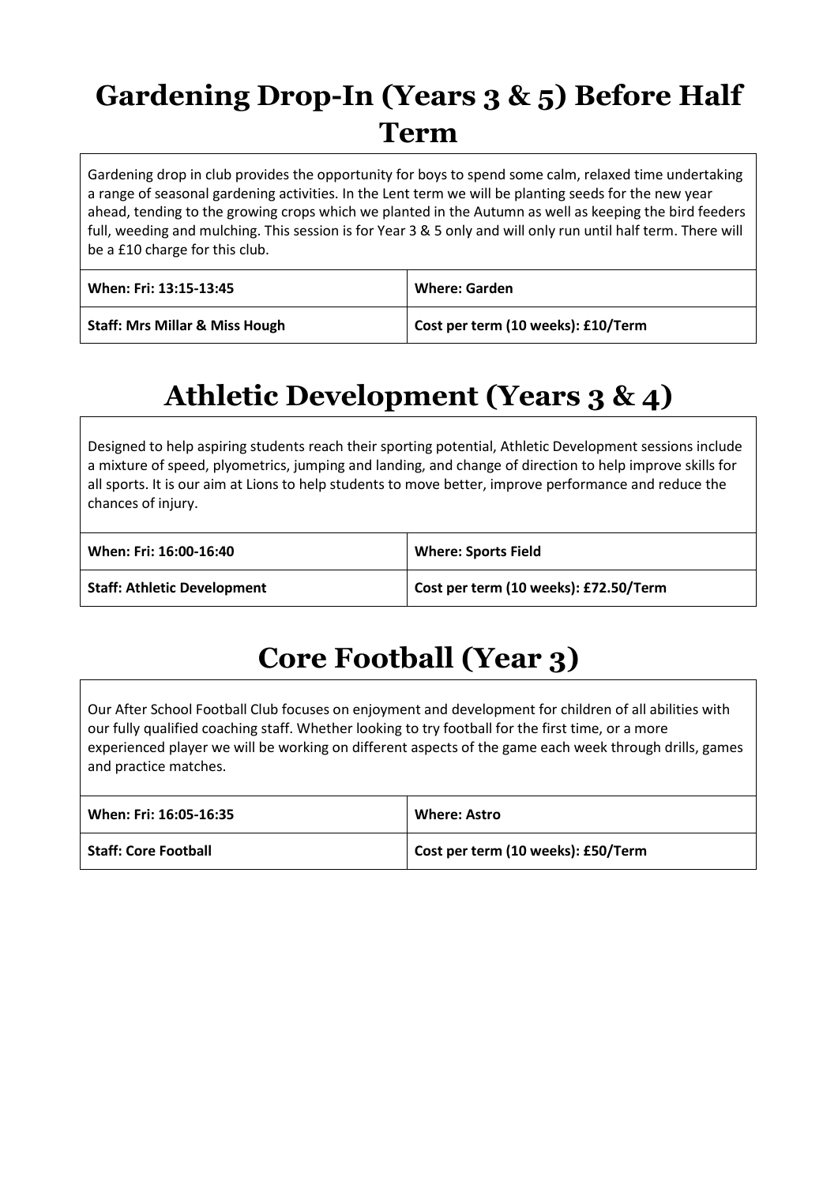# Gardening Drop-In (Years 3 & 5) Before Half Term

Gardening drop in club provides the opportunity for boys to spend some calm, relaxed time undertaking a range of seasonal gardening activities. In the Lent term we will be planting seeds for the new year ahead, tending to the growing crops which we planted in the Autumn as well as keeping the bird feeders full, weeding and mulching. This session is for Year 3 & 5 only and will only run until half term. There will be a £10 charge for this club.

| **When: Fri: 13:15-13:45** | **Where: Garden** |
|---|---|
| **Staff: Mrs Millar & Miss Hough** | **Cost per term (10 weeks): £10/Term** |

# Athletic Development (Years 3 & 4)

Designed to help aspiring students reach their sporting potential, Athletic Development sessions include a mixture of speed, plyometrics, jumping and landing, and change of direction to help improve skills for all sports. It is our aim at Lions to help students to move better, improve performance and reduce the chances of injury.

| **When: Fri: 16:00-16:40** | **Where: Sports Field** |
|---|---|
| **Staff: Athletic Development** | **Cost per term (10 weeks): £72.50/Term** |

# Core Football (Year 3)

Our After School Football Club focuses on enjoyment and development for children of all abilities with our fully qualified coaching staff. Whether looking to try football for the first time, or a more experienced player we will be working on different aspects of the game each week through drills, games and practice matches.

| **When: Fri: 16:05-16:35** | **Where: Astro** |
|---|---|
| **Staff: Core Football** | **Cost per term (10 weeks): £50/Term** |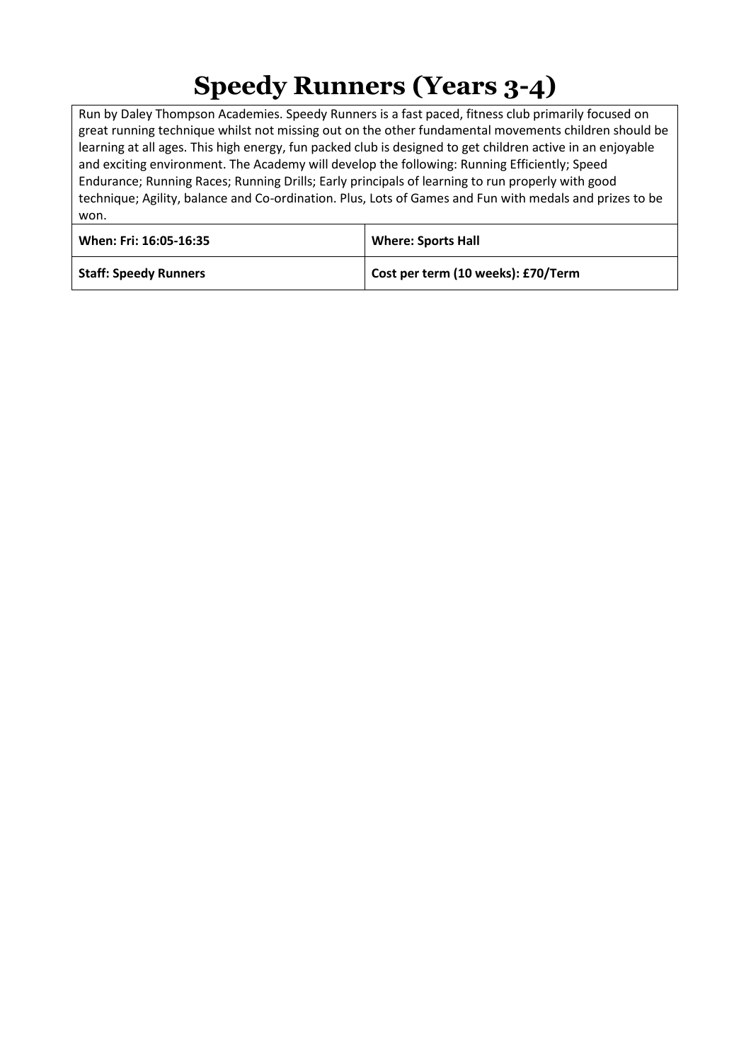# Speedy Runners (Years 3-4)

| Run by Daley Thompson Academies. Speedy Runners is a fast paced, fitness club primarily focused on great running technique whilst not missing out on the other fundamental movements children should be learning at all ages. This high energy, fun packed club is designed to get children active in an enjoyable and exciting environment. The Academy will develop the following: Running Efficiently; Speed Endurance; Running Races; Running Drills; Early principals of learning to run properly with good technique; Agility, balance and Co-ordination. Plus, Lots of Games and Fun with medals and prizes to be won. | |
|---|---|
| **When: Fri: 16:05-16:35** | **Where: Sports Hall** |
| **Staff: Speedy Runners** | **Cost per term (10 weeks): £70/Term** |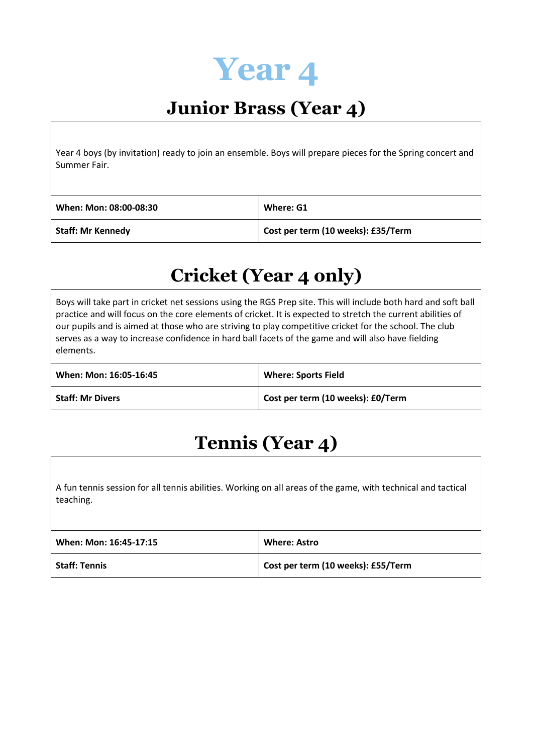# Year 4

## Junior Brass (Year 4)

Year 4 boys (by invitation) ready to join an ensemble. Boys will prepare pieces for the Spring concert and Summer Fair.

| | |
|---|---|
| **When: Mon: 08:00-08:30** | **Where: G1** |
| **Staff: Mr Kennedy** | **Cost per term (10 weeks): £35/Term** |

## Cricket (Year 4 only)

Boys will take part in cricket net sessions using the RGS Prep site. This will include both hard and soft ball practice and will focus on the core elements of cricket. It is expected to stretch the current abilities of our pupils and is aimed at those who are striving to play competitive cricket for the school. The club serves as a way to increase confidence in hard ball facets of the game and will also have fielding elements.

| | |
|---|---|
| **When: Mon: 16:05-16:45** | **Where: Sports Field** |
| **Staff: Mr Divers** | **Cost per term (10 weeks): £0/Term** |

## Tennis (Year 4)

A fun tennis session for all tennis abilities. Working on all areas of the game, with technical and tactical teaching.

| | |
|---|---|
| **When: Mon: 16:45-17:15** | **Where: Astro** |
| **Staff: Tennis** | **Cost per term (10 weeks): £55/Term** |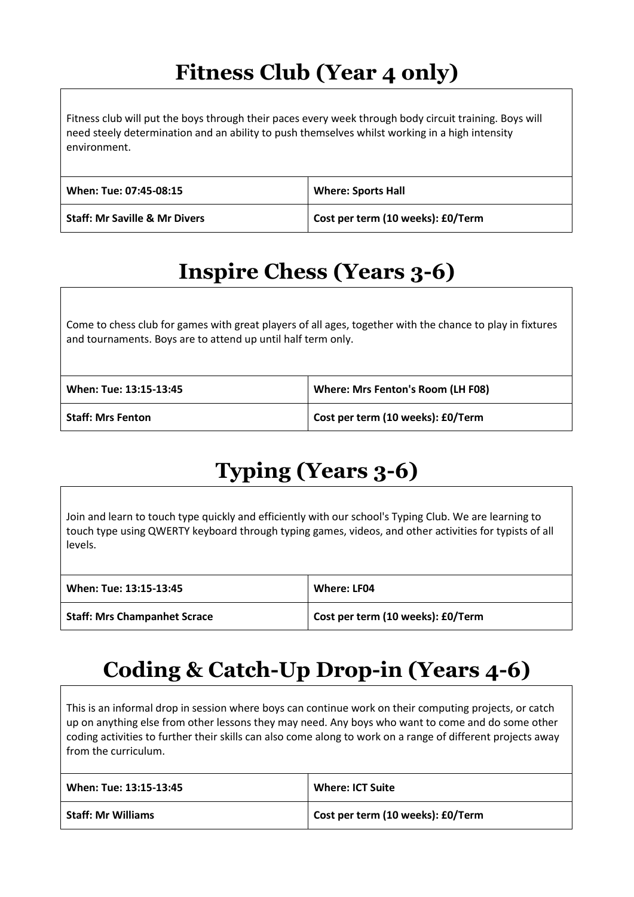# Fitness Club (Year 4 only)

Fitness club will put the boys through their paces every week through body circuit training. Boys will need steely determination and an ability to push themselves whilst working in a high intensity environment.

| **When: Tue: 07:45-08:15** | **Where: Sports Hall** |
| --- | --- |
| **Staff: Mr Saville & Mr Divers** | **Cost per term (10 weeks): £0/Term** |

# Inspire Chess (Years 3-6)

Come to chess club for games with great players of all ages, together with the chance to play in fixtures and tournaments. Boys are to attend up until half term only.

| **When: Tue: 13:15-13:45** | **Where: Mrs Fenton's Room (LH F08)** |
| --- | --- |
| **Staff: Mrs Fenton** | **Cost per term (10 weeks): £0/Term** |

# Typing (Years 3-6)

Join and learn to touch type quickly and efficiently with our school's Typing Club. We are learning to touch type using QWERTY keyboard through typing games, videos, and other activities for typists of all levels.

| **When: Tue: 13:15-13:45** | **Where: LF04** |
| --- | --- |
| **Staff: Mrs Champanhet Scrace** | **Cost per term (10 weeks): £0/Term** |

# Coding & Catch-Up Drop-in (Years 4-6)

This is an informal drop in session where boys can continue work on their computing projects, or catch up on anything else from other lessons they may need. Any boys who want to come and do some other coding activities to further their skills can also come along to work on a range of different projects away from the curriculum.

| **When: Tue: 13:15-13:45** | **Where: ICT Suite** |
| --- | --- |
| **Staff: Mr Williams** | **Cost per term (10 weeks): £0/Term** |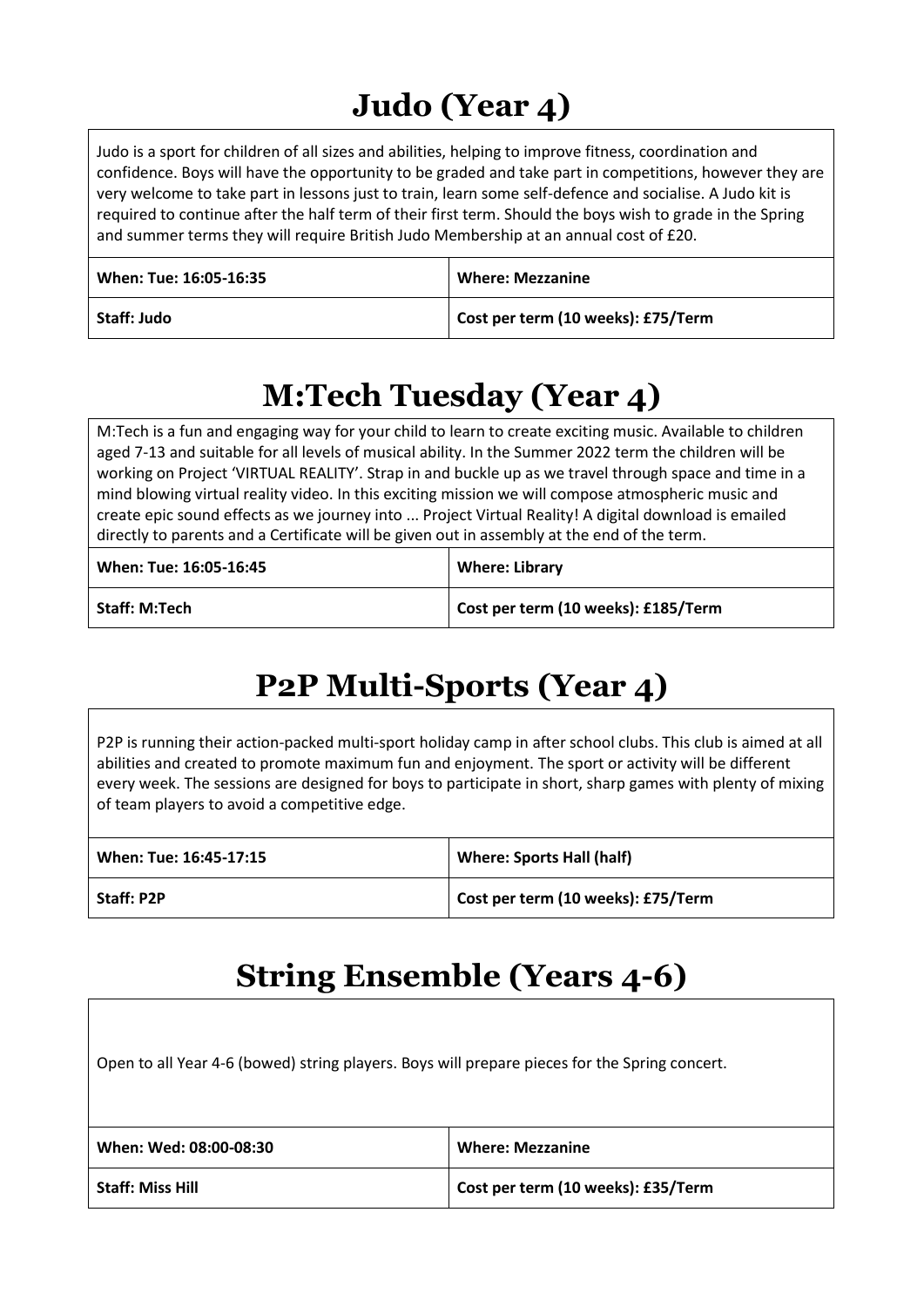# Judo (Year 4)

Judo is a sport for children of all sizes and abilities, helping to improve fitness, coordination and confidence. Boys will have the opportunity to be graded and take part in competitions, however they are very welcome to take part in lessons just to train, learn some self-defence and socialise. A Judo kit is required to continue after the half term of their first term. Should the boys wish to grade in the Spring and summer terms they will require British Judo Membership at an annual cost of £20.

| **When: Tue: 16:05-16:35** | **Where: Mezzanine** |
|---|---|
| **Staff: Judo** | **Cost per term (10 weeks): £75/Term** |

# M:Tech Tuesday (Year 4)

M:Tech is a fun and engaging way for your child to learn to create exciting music. Available to children aged 7-13 and suitable for all levels of musical ability. In the Summer 2022 term the children will be working on Project 'VIRTUAL REALITY'. Strap in and buckle up as we travel through space and time in a mind blowing virtual reality video. In this exciting mission we will compose atmospheric music and create epic sound effects as we journey into ... Project Virtual Reality! A digital download is emailed directly to parents and a Certificate will be given out in assembly at the end of the term.

| **When: Tue: 16:05-16:45** | **Where: Library** |
|---|---|
| **Staff: M:Tech** | **Cost per term (10 weeks): £185/Term** |

# P2P Multi-Sports (Year 4)

P2P is running their action-packed multi-sport holiday camp in after school clubs. This club is aimed at all abilities and created to promote maximum fun and enjoyment. The sport or activity will be different every week. The sessions are designed for boys to participate in short, sharp games with plenty of mixing of team players to avoid a competitive edge.

| **When: Tue: 16:45-17:15** | **Where: Sports Hall (half)** |
|---|---|
| **Staff: P2P** | **Cost per term (10 weeks): £75/Term** |

# String Ensemble (Years 4-6)

Open to all Year 4-6 (bowed) string players. Boys will prepare pieces for the Spring concert.

| **When: Wed: 08:00-08:30** | **Where: Mezzanine** |
|---|---|
| **Staff: Miss Hill** | **Cost per term (10 weeks): £35/Term** |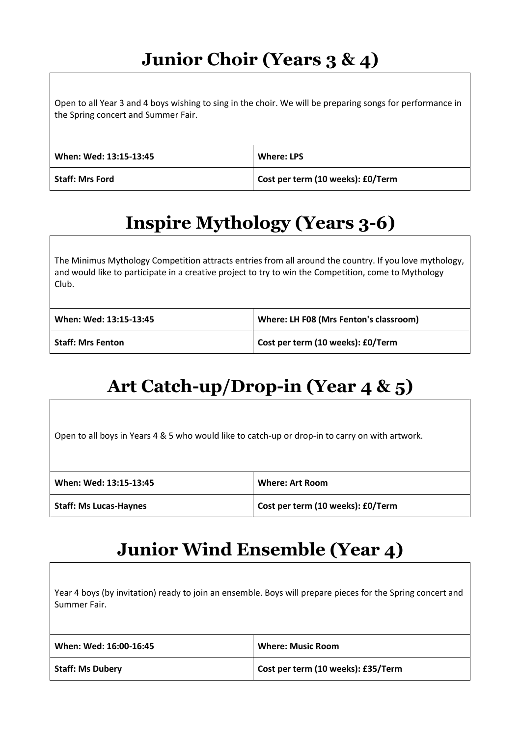# Junior Choir (Years 3 & 4)

Open to all Year 3 and 4 boys wishing to sing in the choir. We will be preparing songs for performance in the Spring concert and Summer Fair.

| **When: Wed: 13:15-13:45** | **Where: LPS** |
|---|---|
| **Staff: Mrs Ford** | **Cost per term (10 weeks): £0/Term** |

# Inspire Mythology (Years 3-6)

The Minimus Mythology Competition attracts entries from all around the country. If you love mythology, and would like to participate in a creative project to try to win the Competition, come to Mythology Club.

| **When: Wed: 13:15-13:45** | **Where: LH F08 (Mrs Fenton's classroom)** |
|---|---|
| **Staff: Mrs Fenton** | **Cost per term (10 weeks): £0/Term** |

# Art Catch-up/Drop-in (Year 4 & 5)

Open to all boys in Years 4 & 5 who would like to catch-up or drop-in to carry on with artwork.

| **When: Wed: 13:15-13:45** | **Where: Art Room** |
|---|---|
| **Staff: Ms Lucas-Haynes** | **Cost per term (10 weeks): £0/Term** |

# Junior Wind Ensemble (Year 4)

Year 4 boys (by invitation) ready to join an ensemble. Boys will prepare pieces for the Spring concert and Summer Fair.

| **When: Wed: 16:00-16:45** | **Where: Music Room** |
|---|---|
| **Staff: Ms Dubery** | **Cost per term (10 weeks): £35/Term** |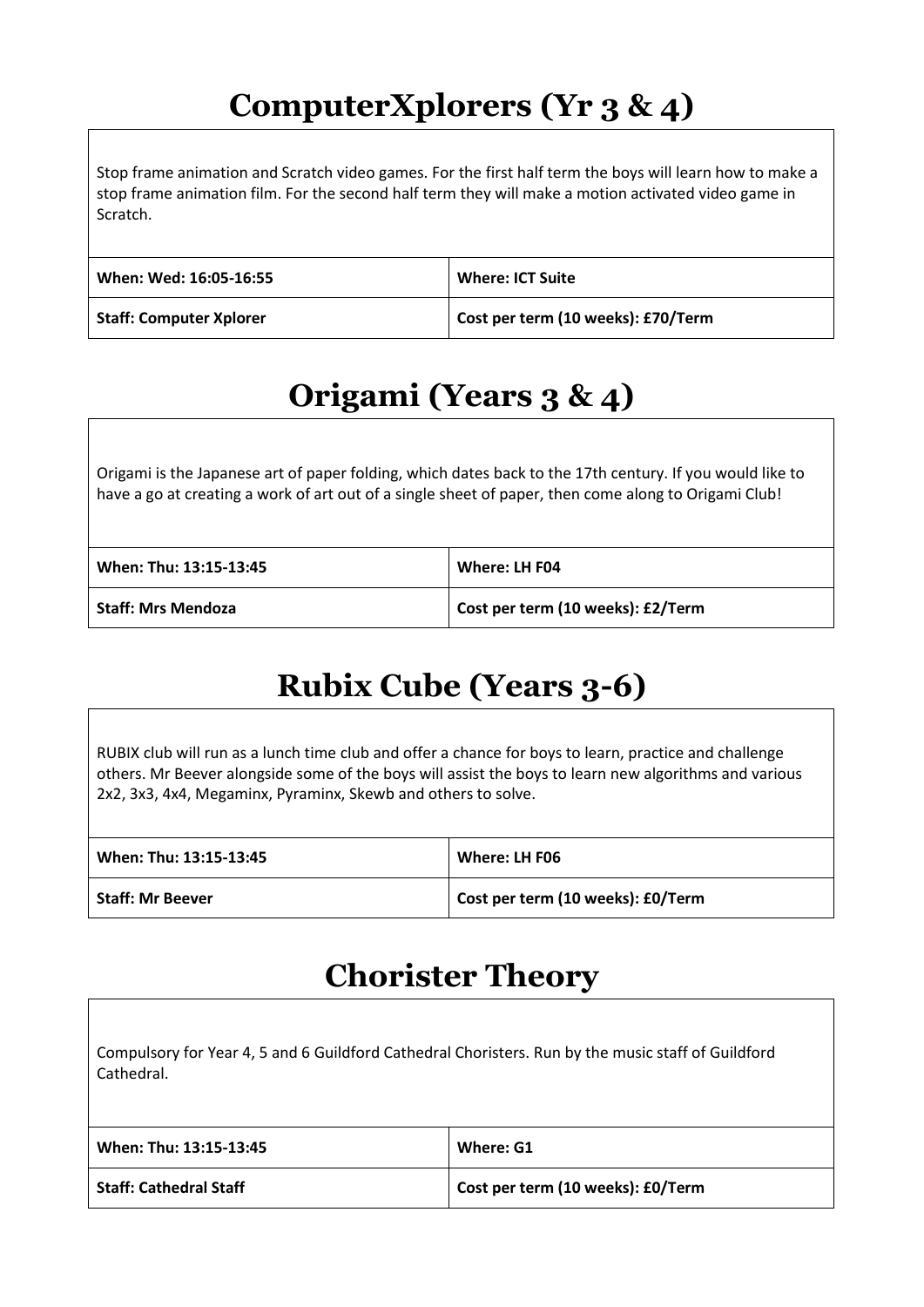# ComputerXplorers (Yr 3 & 4)

Stop frame animation and Scratch video games. For the first half term the boys will learn how to make a stop frame animation film. For the second half term they will make a motion activated video game in Scratch.

| **When: Wed: 16:05-16:55** | **Where: ICT Suite** |
|---|---|
| **Staff: Computer Xplorer** | **Cost per term (10 weeks): £70/Term** |

# Origami (Years 3 & 4)

Origami is the Japanese art of paper folding, which dates back to the 17th century. If you would like to have a go at creating a work of art out of a single sheet of paper, then come along to Origami Club!

| **When: Thu: 13:15-13:45** | **Where: LH F04** |
|---|---|
| **Staff: Mrs Mendoza** | **Cost per term (10 weeks): £2/Term** |

# Rubix Cube (Years 3-6)

RUBIX club will run as a lunch time club and offer a chance for boys to learn, practice and challenge others. Mr Beever alongside some of the boys will assist the boys to learn new algorithms and various 2x2, 3x3, 4x4, Megaminx, Pyraminx, Skewb and others to solve.

| **When: Thu: 13:15-13:45** | **Where: LH F06** |
|---|---|
| **Staff: Mr Beever** | **Cost per term (10 weeks): £0/Term** |

# Chorister Theory

Compulsory for Year 4, 5 and 6 Guildford Cathedral Choristers. Run by the music staff of Guildford Cathedral.

| **When: Thu: 13:15-13:45** | **Where: G1** |
|---|---|
| **Staff: Cathedral Staff** | **Cost per term (10 weeks): £0/Term** |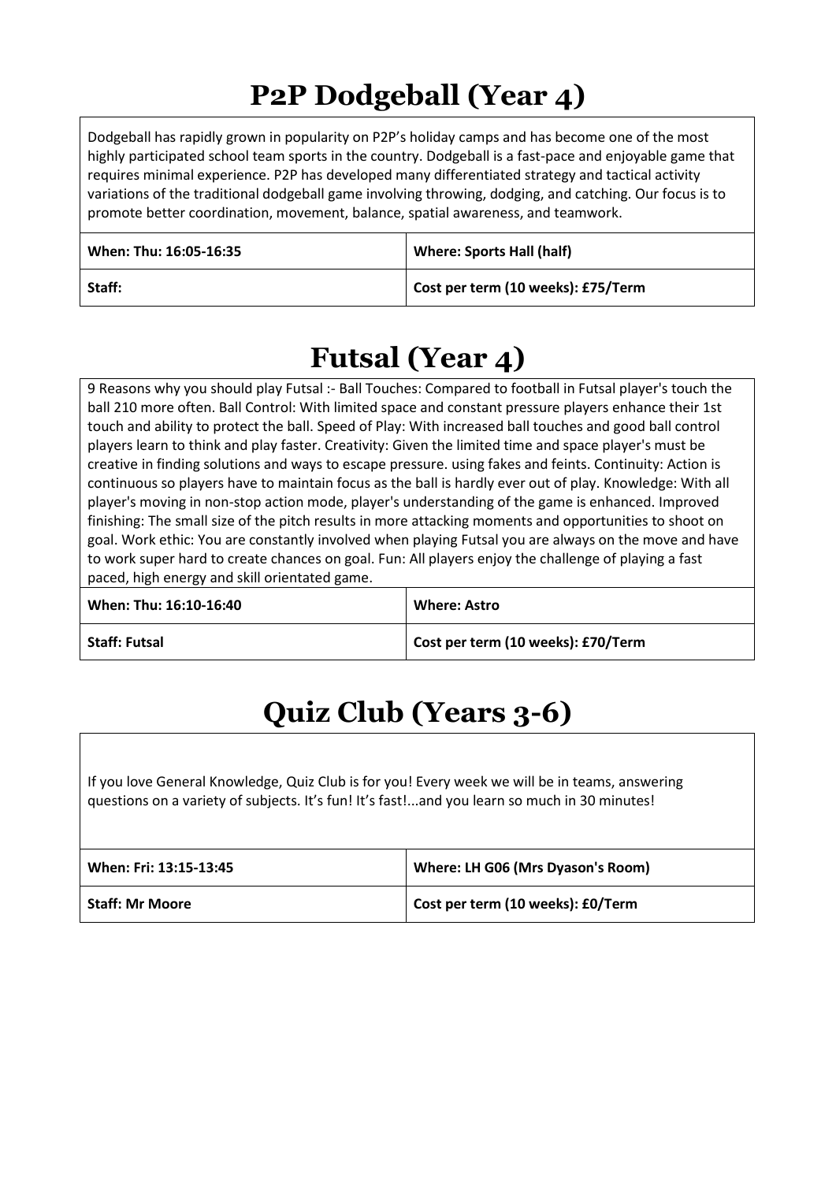# P2P Dodgeball (Year 4)

Dodgeball has rapidly grown in popularity on P2P's holiday camps and has become one of the most highly participated school team sports in the country. Dodgeball is a fast-pace and enjoyable game that requires minimal experience. P2P has developed many differentiated strategy and tactical activity variations of the traditional dodgeball game involving throwing, dodging, and catching. Our focus is to promote better coordination, movement, balance, spatial awareness, and teamwork.

| **When: Thu: 16:05-16:35** | **Where: Sports Hall (half)** |
|---|---|
| **Staff:** | **Cost per term (10 weeks): £75/Term** |

# Futsal (Year 4)

9 Reasons why you should play Futsal :- Ball Touches: Compared to football in Futsal player's touch the ball 210 more often. Ball Control: With limited space and constant pressure players enhance their 1st touch and ability to protect the ball. Speed of Play: With increased ball touches and good ball control players learn to think and play faster. Creativity: Given the limited time and space player's must be creative in finding solutions and ways to escape pressure. using fakes and feints. Continuity: Action is continuous so players have to maintain focus as the ball is hardly ever out of play. Knowledge: With all player's moving in non-stop action mode, player's understanding of the game is enhanced. Improved finishing: The small size of the pitch results in more attacking moments and opportunities to shoot on goal. Work ethic: You are constantly involved when playing Futsal you are always on the move and have to work super hard to create chances on goal. Fun: All players enjoy the challenge of playing a fast paced, high energy and skill orientated game.

| **When: Thu: 16:10-16:40** | **Where: Astro** |
|---|---|
| **Staff: Futsal** | **Cost per term (10 weeks): £70/Term** |

# Quiz Club (Years 3-6)

If you love General Knowledge, Quiz Club is for you! Every week we will be in teams, answering questions on a variety of subjects. It's fun! It's fast!...and you learn so much in 30 minutes!

| **When: Fri: 13:15-13:45** | **Where: LH G06 (Mrs Dyason's Room)** |
|---|---|
| **Staff: Mr Moore** | **Cost per term (10 weeks): £0/Term** |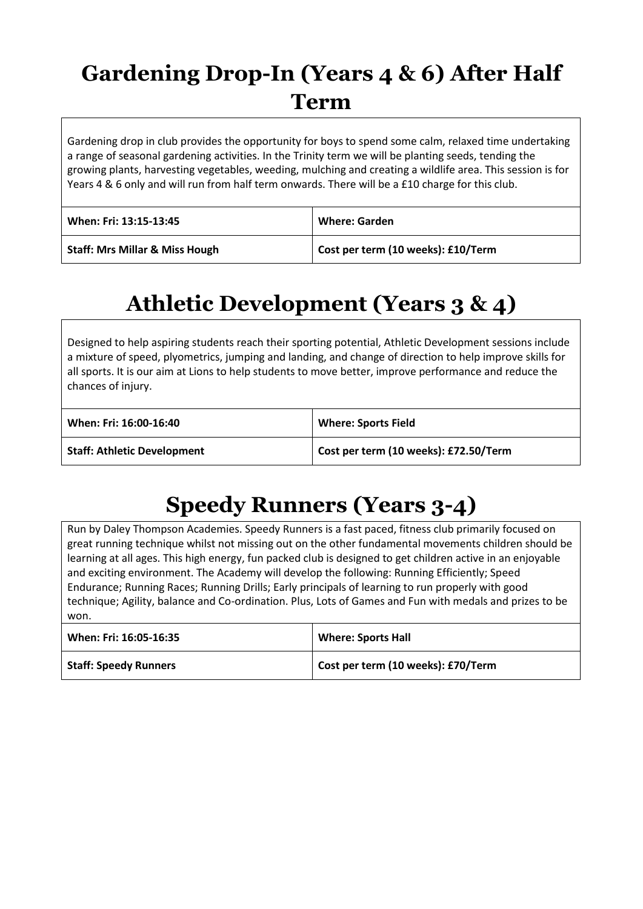# Gardening Drop-In (Years 4 & 6) After Half Term

Gardening drop in club provides the opportunity for boys to spend some calm, relaxed time undertaking a range of seasonal gardening activities. In the Trinity term we will be planting seeds, tending the growing plants, harvesting vegetables, weeding, mulching and creating a wildlife area. This session is for Years 4 & 6 only and will run from half term onwards. There will be a £10 charge for this club.

| **When: Fri: 13:15-13:45** | **Where: Garden** |
|---|---|
| **Staff: Mrs Millar & Miss Hough** | **Cost per term (10 weeks): £10/Term** |

# Athletic Development (Years 3 & 4)

Designed to help aspiring students reach their sporting potential, Athletic Development sessions include a mixture of speed, plyometrics, jumping and landing, and change of direction to help improve skills for all sports. It is our aim at Lions to help students to move better, improve performance and reduce the chances of injury.

| **When: Fri: 16:00-16:40** | **Where: Sports Field** |
|---|---|
| **Staff: Athletic Development** | **Cost per term (10 weeks): £72.50/Term** |

# Speedy Runners (Years 3-4)

Run by Daley Thompson Academies. Speedy Runners is a fast paced, fitness club primarily focused on great running technique whilst not missing out on the other fundamental movements children should be learning at all ages. This high energy, fun packed club is designed to get children active in an enjoyable and exciting environment. The Academy will develop the following: Running Efficiently; Speed Endurance; Running Races; Running Drills; Early principals of learning to run properly with good technique; Agility, balance and Co-ordination. Plus, Lots of Games and Fun with medals and prizes to be won.

| **When: Fri: 16:05-16:35** | **Where: Sports Hall** |
|---|---|
| **Staff: Speedy Runners** | **Cost per term (10 weeks): £70/Term** |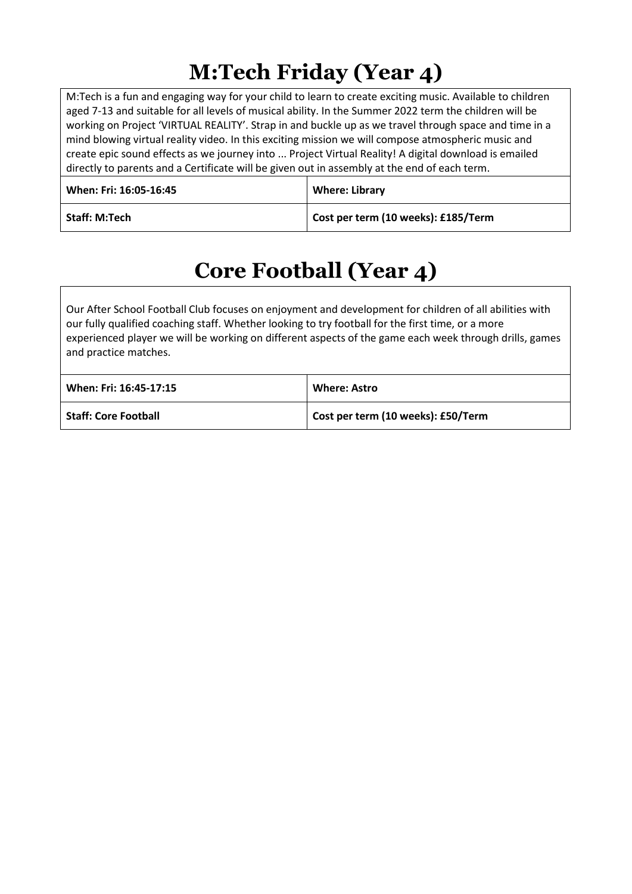# M:Tech Friday (Year 4)

M:Tech is a fun and engaging way for your child to learn to create exciting music. Available to children aged 7-13 and suitable for all levels of musical ability. In the Summer 2022 term the children will be working on Project 'VIRTUAL REALITY'. Strap in and buckle up as we travel through space and time in a mind blowing virtual reality video. In this exciting mission we will compose atmospheric music and create epic sound effects as we journey into ... Project Virtual Reality! A digital download is emailed directly to parents and a Certificate will be given out in assembly at the end of each term.

| **When: Fri: 16:05-16:45** | **Where: Library** |
|---|---|
| **Staff: M:Tech** | **Cost per term (10 weeks): £185/Term** |

# Core Football (Year 4)

Our After School Football Club focuses on enjoyment and development for children of all abilities with our fully qualified coaching staff. Whether looking to try football for the first time, or a more experienced player we will be working on different aspects of the game each week through drills, games and practice matches.

| **When: Fri: 16:45-17:15** | **Where: Astro** |
|---|---|
| **Staff: Core Football** | **Cost per term (10 weeks): £50/Term** |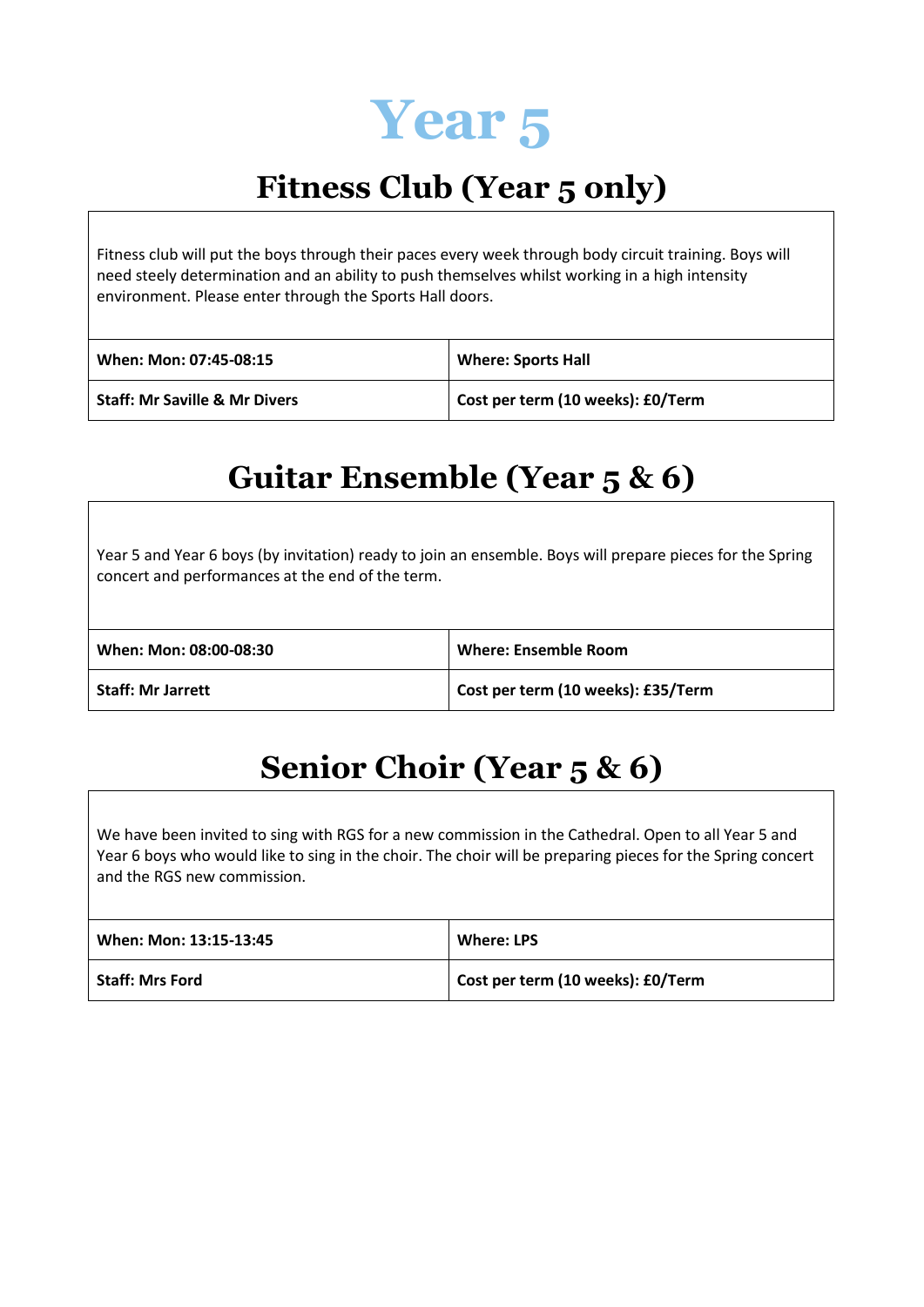# Year 5

## Fitness Club (Year 5 only)

Fitness club will put the boys through their paces every week through body circuit training. Boys will need steely determination and an ability to push themselves whilst working in a high intensity environment. Please enter through the Sports Hall doors.

| | |
|---|---|
| **When: Mon: 07:45-08:15** | **Where: Sports Hall** |
| **Staff: Mr Saville & Mr Divers** | **Cost per term (10 weeks): £0/Term** |

## Guitar Ensemble (Year 5 & 6)

Year 5 and Year 6 boys (by invitation) ready to join an ensemble. Boys will prepare pieces for the Spring concert and performances at the end of the term.

| | |
|---|---|
| **When: Mon: 08:00-08:30** | **Where: Ensemble Room** |
| **Staff: Mr Jarrett** | **Cost per term (10 weeks): £35/Term** |

## Senior Choir (Year 5 & 6)

We have been invited to sing with RGS for a new commission in the Cathedral. Open to all Year 5 and Year 6 boys who would like to sing in the choir. The choir will be preparing pieces for the Spring concert and the RGS new commission.

| | |
|---|---|
| **When: Mon: 13:15-13:45** | **Where: LPS** |
| **Staff: Mrs Ford** | **Cost per term (10 weeks): £0/Term** |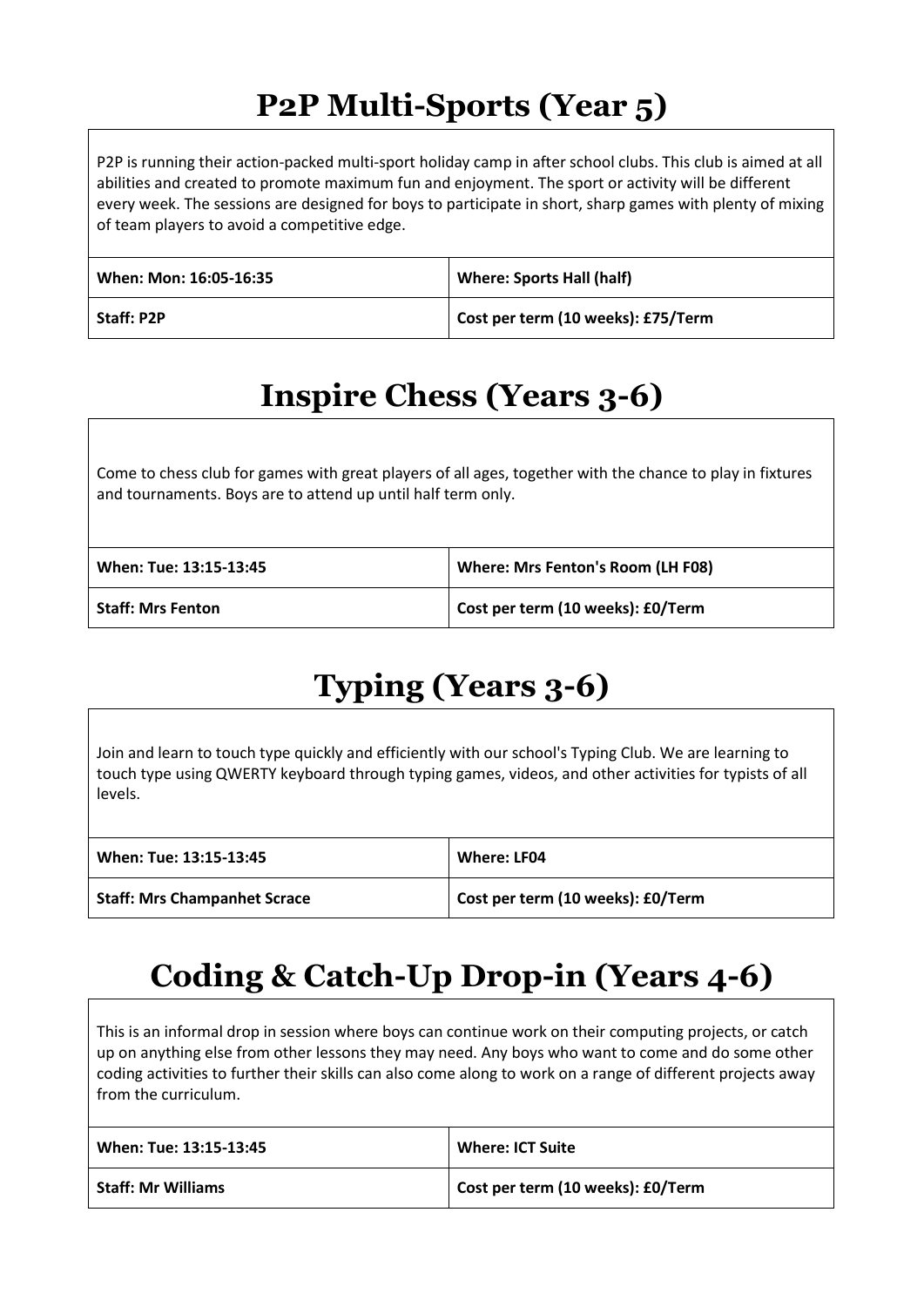# P2P Multi-Sports (Year 5)

P2P is running their action-packed multi-sport holiday camp in after school clubs. This club is aimed at all abilities and created to promote maximum fun and enjoyment. The sport or activity will be different every week. The sessions are designed for boys to participate in short, sharp games with plenty of mixing of team players to avoid a competitive edge.

| When: Mon: 16:05-16:35 | Where: Sports Hall (half) |
|---|---|
| Staff: P2P | Cost per term (10 weeks): £75/Term |

# Inspire Chess (Years 3-6)

Come to chess club for games with great players of all ages, together with the chance to play in fixtures and tournaments. Boys are to attend up until half term only.

| When: Tue: 13:15-13:45 | Where: Mrs Fenton's Room (LH F08) |
|---|---|
| Staff: Mrs Fenton | Cost per term (10 weeks): £0/Term |

# Typing (Years 3-6)

Join and learn to touch type quickly and efficiently with our school's Typing Club. We are learning to touch type using QWERTY keyboard through typing games, videos, and other activities for typists of all levels.

| When: Tue: 13:15-13:45 | Where: LF04 |
|---|---|
| Staff: Mrs Champanhet Scrace | Cost per term (10 weeks): £0/Term |

# Coding & Catch-Up Drop-in (Years 4-6)

This is an informal drop in session where boys can continue work on their computing projects, or catch up on anything else from other lessons they may need. Any boys who want to come and do some other coding activities to further their skills can also come along to work on a range of different projects away from the curriculum.

| When: Tue: 13:15-13:45 | Where: ICT Suite |
|---|---|
| Staff: Mr Williams | Cost per term (10 weeks): £0/Term |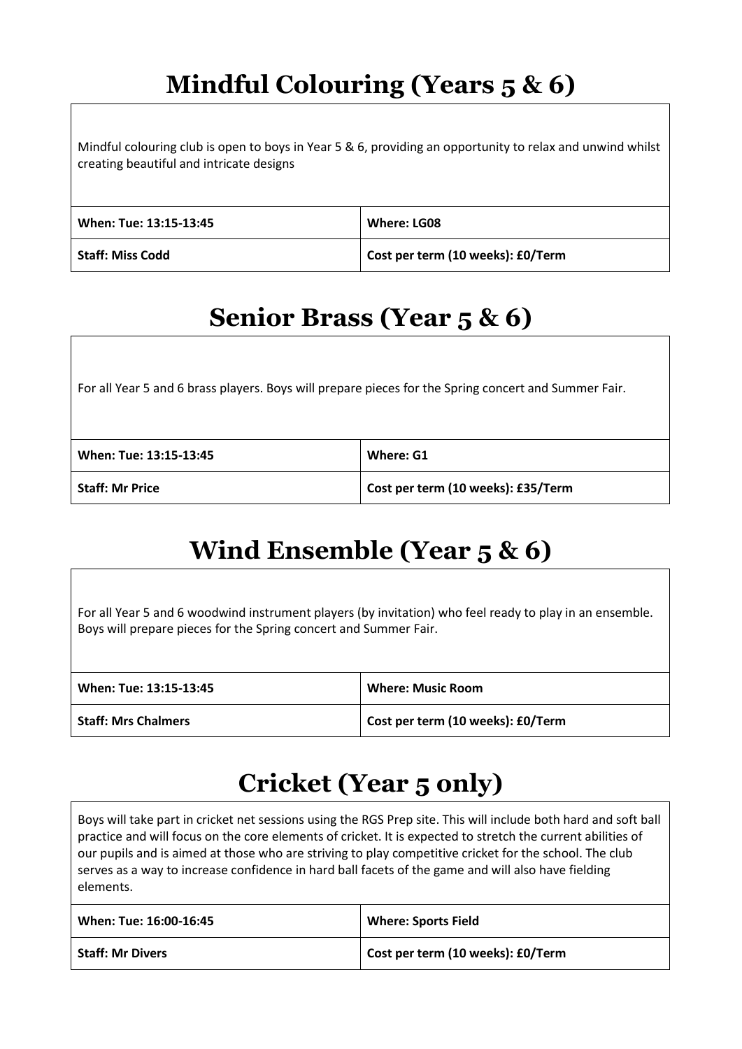# Mindful Colouring (Years 5 & 6)

Mindful colouring club is open to boys in Year 5 & 6, providing an opportunity to relax and unwind whilst creating beautiful and intricate designs

| **When: Tue: 13:15-13:45** | **Where: LG08** |
| --- | --- |
| **Staff: Miss Codd** | **Cost per term (10 weeks): £0/Term** |

# Senior Brass (Year 5 & 6)

For all Year 5 and 6 brass players. Boys will prepare pieces for the Spring concert and Summer Fair.

| **When: Tue: 13:15-13:45** | **Where: G1** |
| --- | --- |
| **Staff: Mr Price** | **Cost per term (10 weeks): £35/Term** |

# Wind Ensemble (Year 5 & 6)

For all Year 5 and 6 woodwind instrument players (by invitation) who feel ready to play in an ensemble. Boys will prepare pieces for the Spring concert and Summer Fair.

| **When: Tue: 13:15-13:45** | **Where: Music Room** |
| --- | --- |
| **Staff: Mrs Chalmers** | **Cost per term (10 weeks): £0/Term** |

# Cricket (Year 5 only)

Boys will take part in cricket net sessions using the RGS Prep site. This will include both hard and soft ball practice and will focus on the core elements of cricket. It is expected to stretch the current abilities of our pupils and is aimed at those who are striving to play competitive cricket for the school. The club serves as a way to increase confidence in hard ball facets of the game and will also have fielding elements.

| **When: Tue: 16:00-16:45** | **Where: Sports Field** |
| --- | --- |
| **Staff: Mr Divers** | **Cost per term (10 weeks): £0/Term** |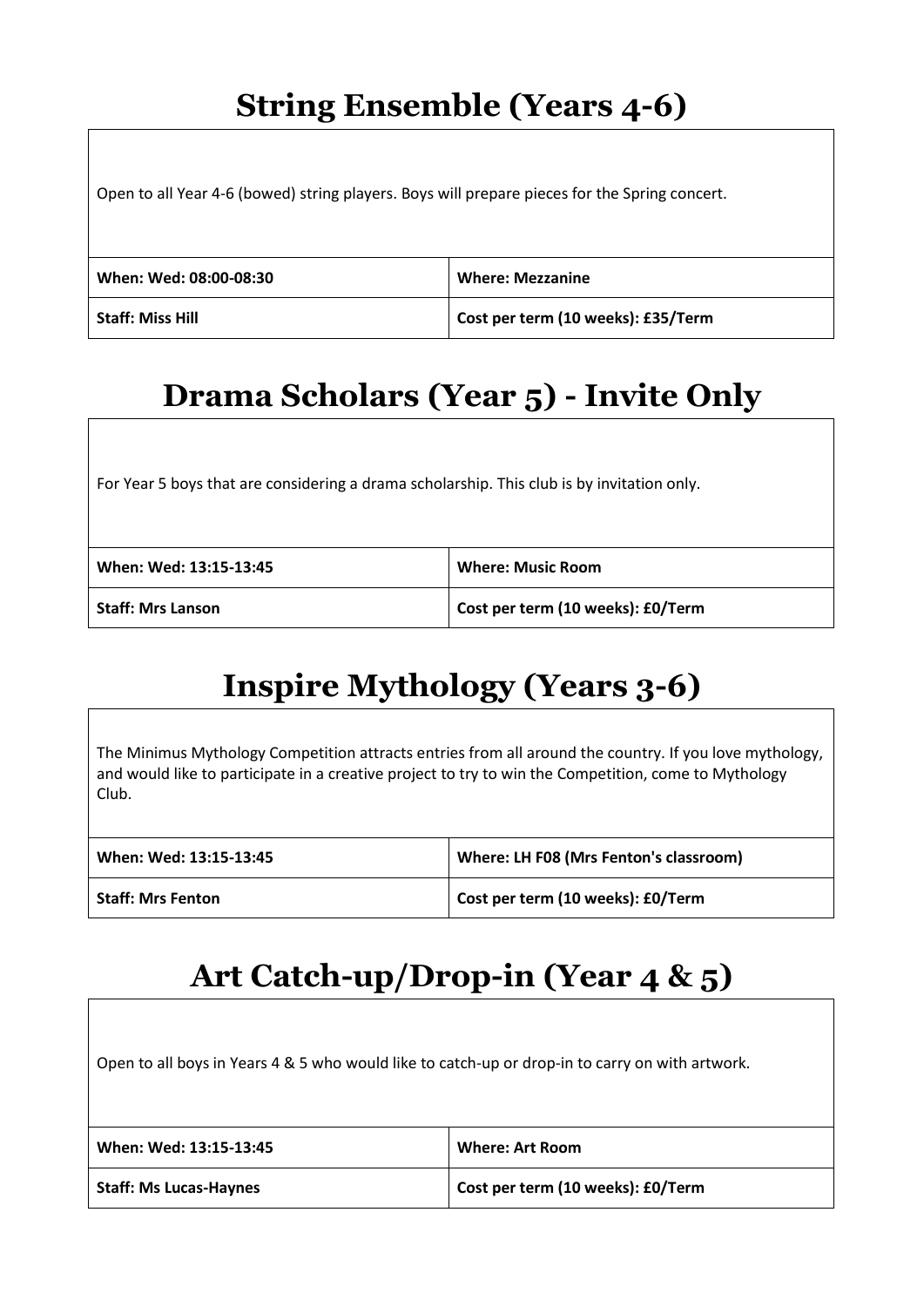## String Ensemble (Years 4-6)

Open to all Year 4-6 (bowed) string players. Boys will prepare pieces for the Spring concert.

| **When: Wed: 08:00-08:30** | **Where: Mezzanine** |
|---|---|
| **Staff: Miss Hill** | **Cost per term (10 weeks): £35/Term** |

## Drama Scholars (Year 5) - Invite Only

For Year 5 boys that are considering a drama scholarship. This club is by invitation only.

| **When: Wed: 13:15-13:45** | **Where: Music Room** |
|---|---|
| **Staff: Mrs Lanson** | **Cost per term (10 weeks): £0/Term** |

## Inspire Mythology (Years 3-6)

The Minimus Mythology Competition attracts entries from all around the country. If you love mythology, and would like to participate in a creative project to try to win the Competition, come to Mythology Club.

| **When: Wed: 13:15-13:45** | **Where: LH F08 (Mrs Fenton's classroom)** |
|---|---|
| **Staff: Mrs Fenton** | **Cost per term (10 weeks): £0/Term** |

## Art Catch-up/Drop-in (Year 4 & 5)

Open to all boys in Years 4 & 5 who would like to catch-up or drop-in to carry on with artwork.

| **When: Wed: 13:15-13:45** | **Where: Art Room** |
|---|---|
| **Staff: Ms Lucas-Haynes** | **Cost per term (10 weeks): £0/Term** |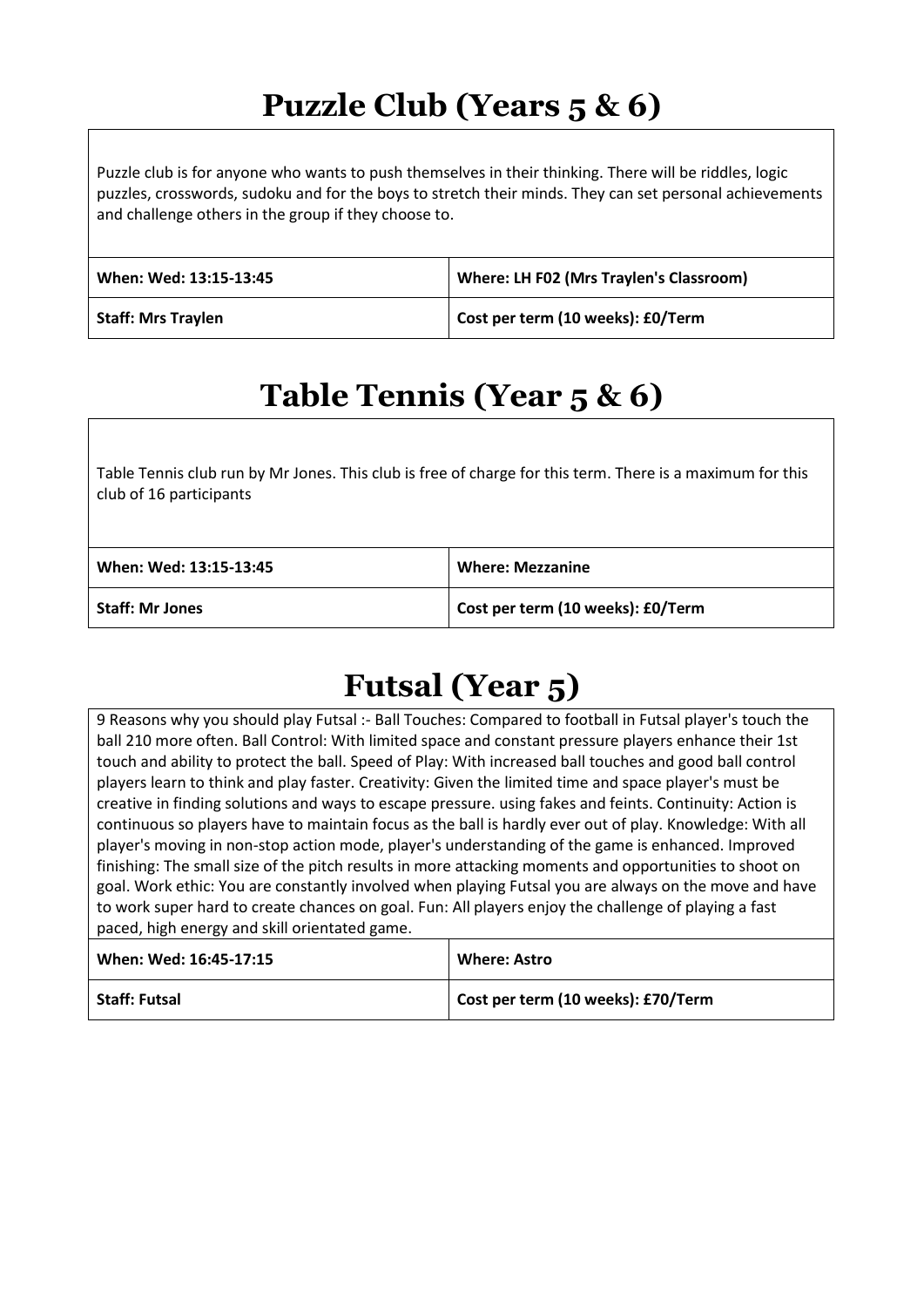# Puzzle Club (Years 5 & 6)

Puzzle club is for anyone who wants to push themselves in their thinking. There will be riddles, logic puzzles, crosswords, sudoku and for the boys to stretch their minds. They can set personal achievements and challenge others in the group if they choose to.

| **When: Wed: 13:15-13:45** | **Where: LH F02 (Mrs Traylen's Classroom)** |
|---|---|
| **Staff: Mrs Traylen** | **Cost per term (10 weeks): £0/Term** |

# Table Tennis (Year 5 & 6)

Table Tennis club run by Mr Jones. This club is free of charge for this term. There is a maximum for this club of 16 participants

| **When: Wed: 13:15-13:45** | **Where: Mezzanine** |
|---|---|
| **Staff: Mr Jones** | **Cost per term (10 weeks): £0/Term** |

# Futsal (Year 5)

9 Reasons why you should play Futsal :- Ball Touches: Compared to football in Futsal player's touch the ball 210 more often. Ball Control: With limited space and constant pressure players enhance their 1st touch and ability to protect the ball. Speed of Play: With increased ball touches and good ball control players learn to think and play faster. Creativity: Given the limited time and space player's must be creative in finding solutions and ways to escape pressure. using fakes and feints. Continuity: Action is continuous so players have to maintain focus as the ball is hardly ever out of play. Knowledge: With all player's moving in non-stop action mode, player's understanding of the game is enhanced. Improved finishing: The small size of the pitch results in more attacking moments and opportunities to shoot on goal. Work ethic: You are constantly involved when playing Futsal you are always on the move and have to work super hard to create chances on goal. Fun: All players enjoy the challenge of playing a fast paced, high energy and skill orientated game.

| **When: Wed: 16:45-17:15** | **Where: Astro** |
|---|---|
| **Staff: Futsal** | **Cost per term (10 weeks): £70/Term** |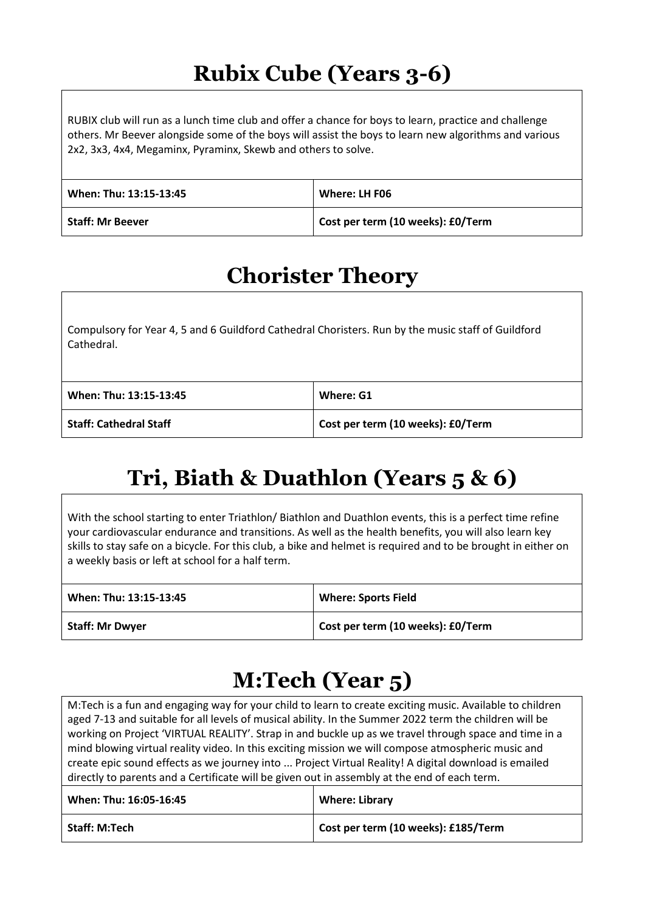# Rubix Cube (Years 3-6)

RUBIX club will run as a lunch time club and offer a chance for boys to learn, practice and challenge others. Mr Beever alongside some of the boys will assist the boys to learn new algorithms and various 2x2, 3x3, 4x4, Megaminx, Pyraminx, Skewb and others to solve.

| **When: Thu: 13:15-13:45** | **Where: LH F06** |
|---|---|
| **Staff: Mr Beever** | **Cost per term (10 weeks): £0/Term** |

# Chorister Theory

Compulsory for Year 4, 5 and 6 Guildford Cathedral Choristers. Run by the music staff of Guildford Cathedral.

| **When: Thu: 13:15-13:45** | **Where: G1** |
|---|---|
| **Staff: Cathedral Staff** | **Cost per term (10 weeks): £0/Term** |

# Tri, Biath & Duathlon (Years 5 & 6)

With the school starting to enter Triathlon/ Biathlon and Duathlon events, this is a perfect time refine your cardiovascular endurance and transitions. As well as the health benefits, you will also learn key skills to stay safe on a bicycle. For this club, a bike and helmet is required and to be brought in either on a weekly basis or left at school for a half term.

| **When: Thu: 13:15-13:45** | **Where: Sports Field** |
|---|---|
| **Staff: Mr Dwyer** | **Cost per term (10 weeks): £0/Term** |

# M:Tech (Year 5)

M:Tech is a fun and engaging way for your child to learn to create exciting music. Available to children aged 7-13 and suitable for all levels of musical ability. In the Summer 2022 term the children will be working on Project 'VIRTUAL REALITY'. Strap in and buckle up as we travel through space and time in a mind blowing virtual reality video. In this exciting mission we will compose atmospheric music and create epic sound effects as we journey into ... Project Virtual Reality! A digital download is emailed directly to parents and a Certificate will be given out in assembly at the end of each term.

| **When: Thu: 16:05-16:45** | **Where: Library** |
|---|---|
| **Staff: M:Tech** | **Cost per term (10 weeks): £185/Term** |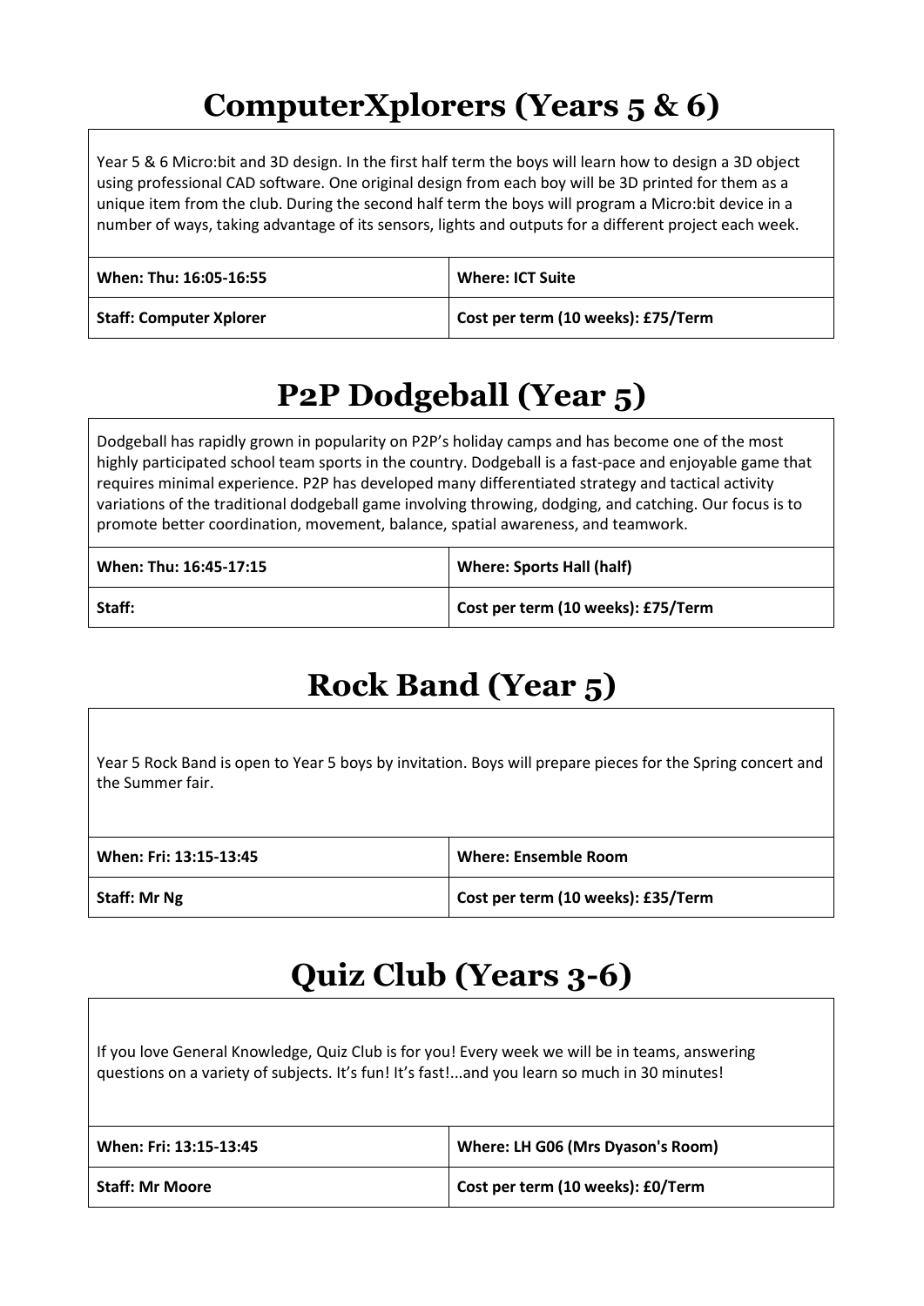## ComputerXplorers (Years 5 & 6)

Year 5 & 6 Micro:bit and 3D design. In the first half term the boys will learn how to design a 3D object using professional CAD software. One original design from each boy will be 3D printed for them as a unique item from the club. During the second half term the boys will program a Micro:bit device in a number of ways, taking advantage of its sensors, lights and outputs for a different project each week.

| **When: Thu: 16:05-16:55** | **Where: ICT Suite** |
|---|---|
| **Staff: Computer Xplorer** | **Cost per term (10 weeks): £75/Term** |

## P2P Dodgeball (Year 5)

Dodgeball has rapidly grown in popularity on P2P's holiday camps and has become one of the most highly participated school team sports in the country. Dodgeball is a fast-pace and enjoyable game that requires minimal experience. P2P has developed many differentiated strategy and tactical activity variations of the traditional dodgeball game involving throwing, dodging, and catching. Our focus is to promote better coordination, movement, balance, spatial awareness, and teamwork.

| **When: Thu: 16:45-17:15** | **Where: Sports Hall (half)** |
|---|---|
| **Staff:** | **Cost per term (10 weeks): £75/Term** |

## Rock Band (Year 5)

Year 5 Rock Band is open to Year 5 boys by invitation. Boys will prepare pieces for the Spring concert and the Summer fair.

| **When: Fri: 13:15-13:45** | **Where: Ensemble Room** |
|---|---|
| **Staff: Mr Ng** | **Cost per term (10 weeks): £35/Term** |

## Quiz Club (Years 3-6)

If you love General Knowledge, Quiz Club is for you! Every week we will be in teams, answering questions on a variety of subjects. It's fun! It's fast!...and you learn so much in 30 minutes!

| **When: Fri: 13:15-13:45** | **Where: LH G06 (Mrs Dyason's Room)** |
|---|---|
| **Staff: Mr Moore** | **Cost per term (10 weeks): £0/Term** |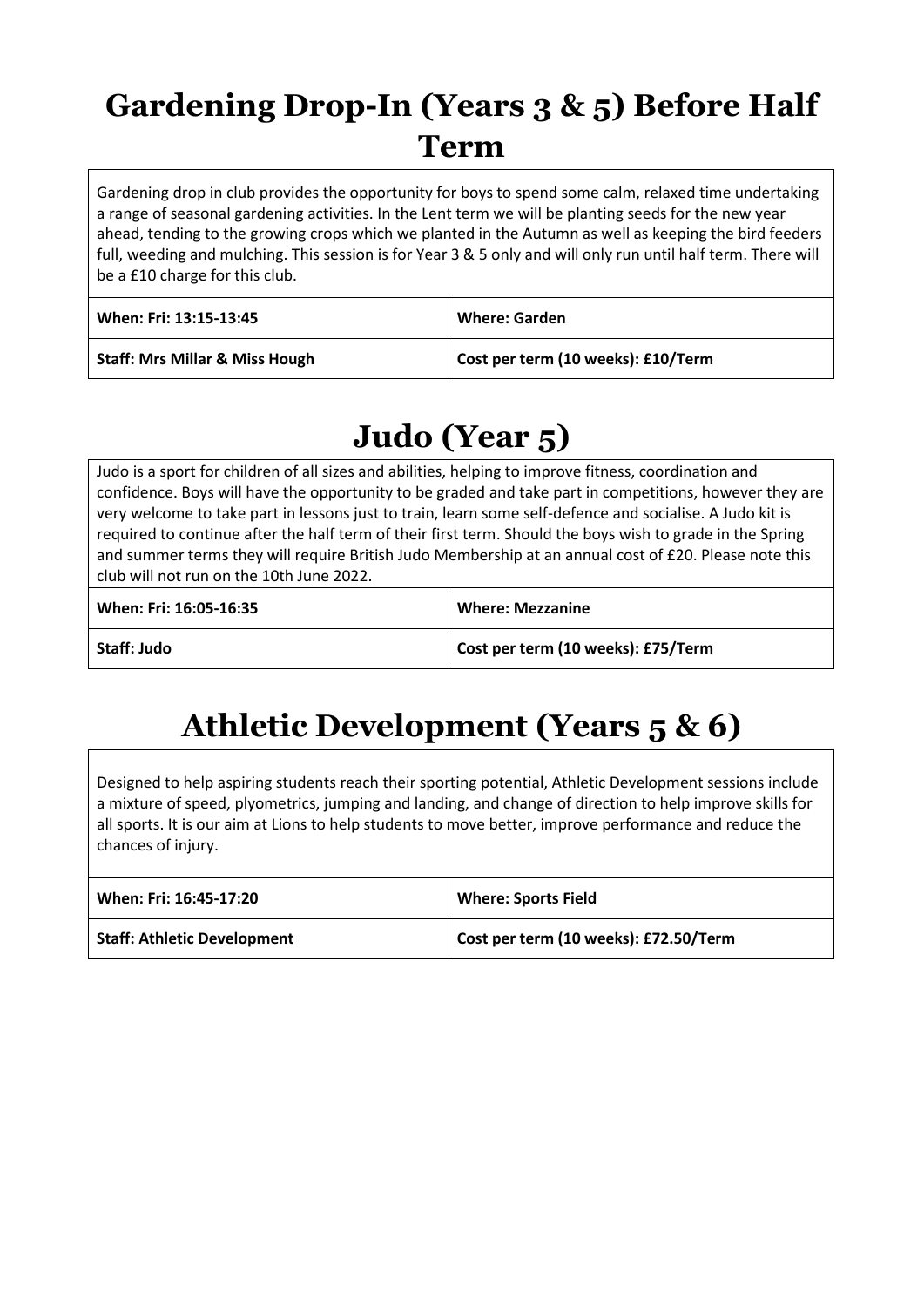# Gardening Drop-In (Years 3 & 5) Before Half Term

Gardening drop in club provides the opportunity for boys to spend some calm, relaxed time undertaking a range of seasonal gardening activities. In the Lent term we will be planting seeds for the new year ahead, tending to the growing crops which we planted in the Autumn as well as keeping the bird feeders full, weeding and mulching. This session is for Year 3 & 5 only and will only run until half term. There will be a £10 charge for this club.

| **When: Fri: 13:15-13:45** | **Where: Garden** |
|---|---|
| **Staff: Mrs Millar & Miss Hough** | **Cost per term (10 weeks): £10/Term** |

# Judo (Year 5)

Judo is a sport for children of all sizes and abilities, helping to improve fitness, coordination and confidence. Boys will have the opportunity to be graded and take part in competitions, however they are very welcome to take part in lessons just to train, learn some self-defence and socialise. A Judo kit is required to continue after the half term of their first term. Should the boys wish to grade in the Spring and summer terms they will require British Judo Membership at an annual cost of £20. Please note this club will not run on the 10th June 2022.

| **When: Fri: 16:05-16:35** | **Where: Mezzanine** |
|---|---|
| **Staff: Judo** | **Cost per term (10 weeks): £75/Term** |

# Athletic Development (Years 5 & 6)

Designed to help aspiring students reach their sporting potential, Athletic Development sessions include a mixture of speed, plyometrics, jumping and landing, and change of direction to help improve skills for all sports. It is our aim at Lions to help students to move better, improve performance and reduce the chances of injury.

| **When: Fri: 16:45-17:20** | **Where: Sports Field** |
|---|---|
| **Staff: Athletic Development** | **Cost per term (10 weeks): £72.50/Term** |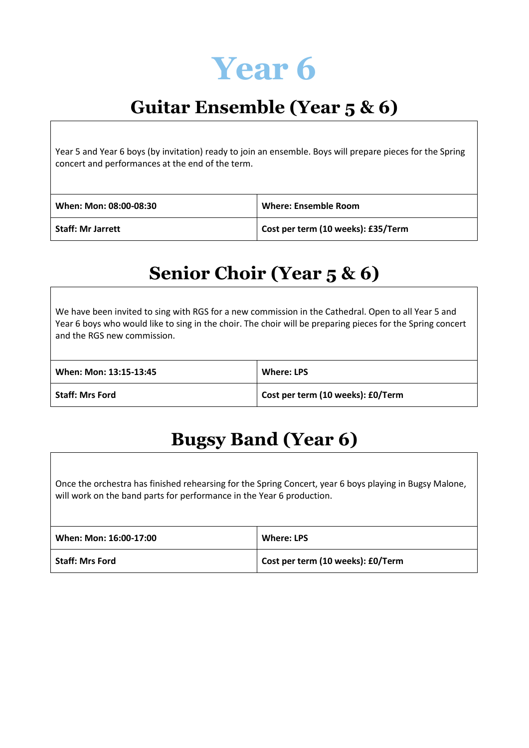# Year 6

## Guitar Ensemble (Year 5 & 6)

Year 5 and Year 6 boys (by invitation) ready to join an ensemble. Boys will prepare pieces for the Spring concert and performances at the end of the term.

| **When: Mon: 08:00-08:30** | **Where: Ensemble Room** |
|---|---|
| **Staff: Mr Jarrett** | **Cost per term (10 weeks): £35/Term** |

## Senior Choir (Year 5 & 6)

We have been invited to sing with RGS for a new commission in the Cathedral. Open to all Year 5 and Year 6 boys who would like to sing in the choir. The choir will be preparing pieces for the Spring concert and the RGS new commission.

| **When: Mon: 13:15-13:45** | **Where: LPS** |
|---|---|
| **Staff: Mrs Ford** | **Cost per term (10 weeks): £0/Term** |

## Bugsy Band (Year 6)

Once the orchestra has finished rehearsing for the Spring Concert, year 6 boys playing in Bugsy Malone, will work on the band parts for performance in the Year 6 production.

| **When: Mon: 16:00-17:00** | **Where: LPS** |
|---|---|
| **Staff: Mrs Ford** | **Cost per term (10 weeks): £0/Term** |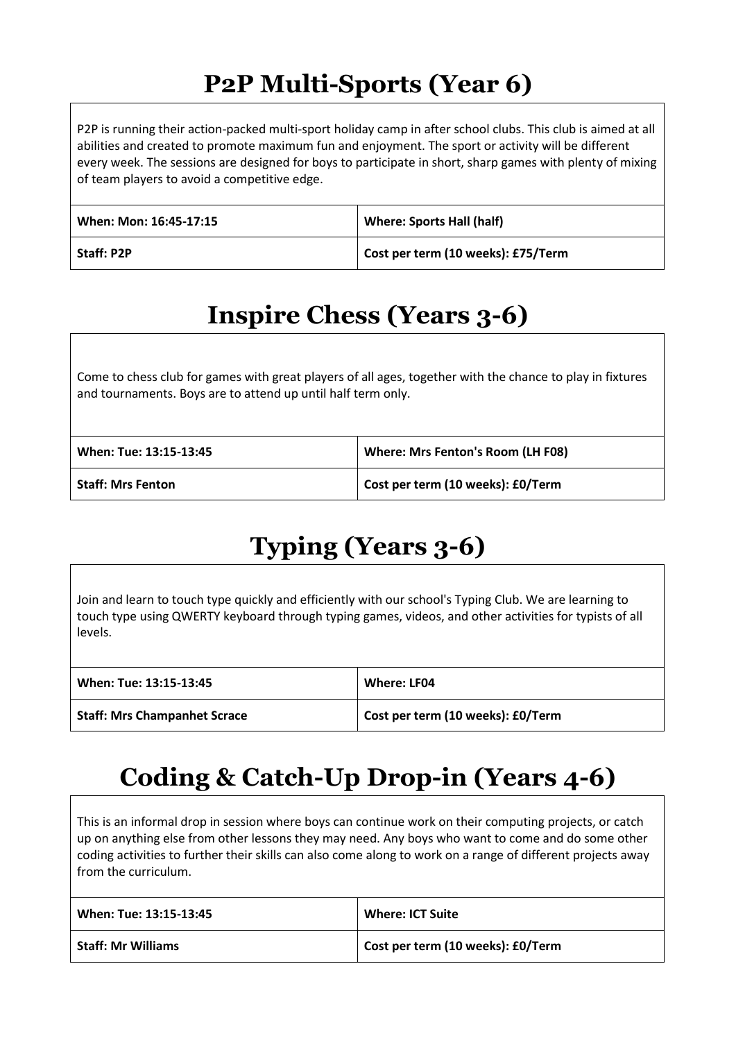# P2P Multi-Sports (Year 6)

P2P is running their action-packed multi-sport holiday camp in after school clubs. This club is aimed at all abilities and created to promote maximum fun and enjoyment. The sport or activity will be different every week. The sessions are designed for boys to participate in short, sharp games with plenty of mixing of team players to avoid a competitive edge.

| **When: Mon: 16:45-17:15** | **Where: Sports Hall (half)** |
|---|---|
| **Staff: P2P** | **Cost per term (10 weeks): £75/Term** |

# Inspire Chess (Years 3-6)

Come to chess club for games with great players of all ages, together with the chance to play in fixtures and tournaments. Boys are to attend up until half term only.

| **When: Tue: 13:15-13:45** | **Where: Mrs Fenton's Room (LH F08)** |
|---|---|
| **Staff: Mrs Fenton** | **Cost per term (10 weeks): £0/Term** |

# Typing (Years 3-6)

Join and learn to touch type quickly and efficiently with our school's Typing Club. We are learning to touch type using QWERTY keyboard through typing games, videos, and other activities for typists of all levels.

| **When: Tue: 13:15-13:45** | **Where: LF04** |
|---|---|
| **Staff: Mrs Champanhet Scrace** | **Cost per term (10 weeks): £0/Term** |

# Coding & Catch-Up Drop-in (Years 4-6)

This is an informal drop in session where boys can continue work on their computing projects, or catch up on anything else from other lessons they may need. Any boys who want to come and do some other coding activities to further their skills can also come along to work on a range of different projects away from the curriculum.

| **When: Tue: 13:15-13:45** | **Where: ICT Suite** |
|---|---|
| **Staff: Mr Williams** | **Cost per term (10 weeks): £0/Term** |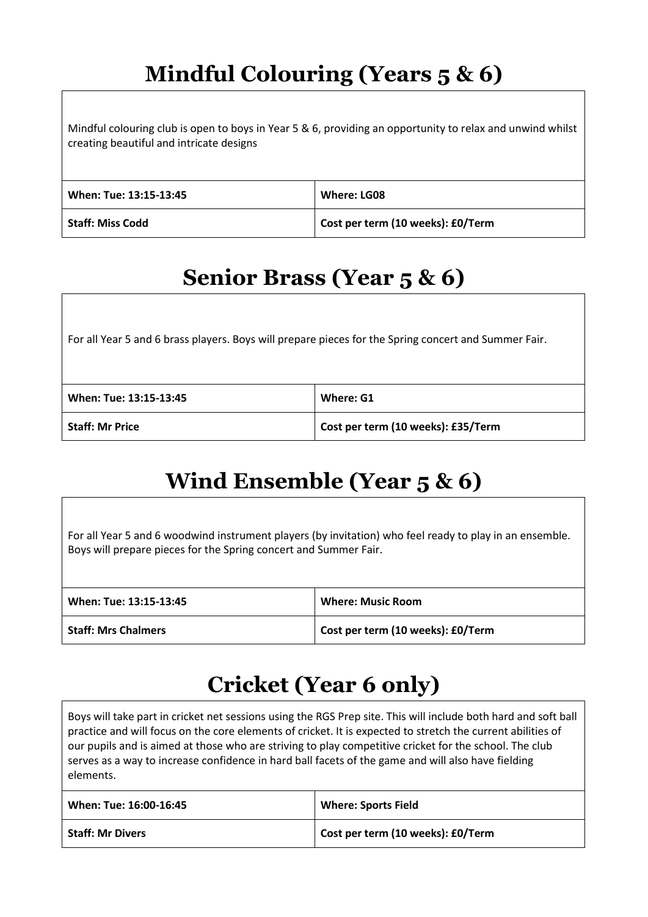# Mindful Colouring (Years 5 & 6)

Mindful colouring club is open to boys in Year 5 & 6, providing an opportunity to relax and unwind whilst creating beautiful and intricate designs

| When: Tue: 13:15-13:45 | Where: LG08 |
| --- | --- |
| Staff: Miss Codd | Cost per term (10 weeks): £0/Term |

# Senior Brass (Year 5 & 6)

For all Year 5 and 6 brass players. Boys will prepare pieces for the Spring concert and Summer Fair.

| When: Tue: 13:15-13:45 | Where: G1 |
| --- | --- |
| Staff: Mr Price | Cost per term (10 weeks): £35/Term |

# Wind Ensemble (Year 5 & 6)

For all Year 5 and 6 woodwind instrument players (by invitation) who feel ready to play in an ensemble. Boys will prepare pieces for the Spring concert and Summer Fair.

| When: Tue: 13:15-13:45 | Where: Music Room |
| --- | --- |
| Staff: Mrs Chalmers | Cost per term (10 weeks): £0/Term |

# Cricket (Year 6 only)

Boys will take part in cricket net sessions using the RGS Prep site. This will include both hard and soft ball practice and will focus on the core elements of cricket. It is expected to stretch the current abilities of our pupils and is aimed at those who are striving to play competitive cricket for the school. The club serves as a way to increase confidence in hard ball facets of the game and will also have fielding elements.

| When: Tue: 16:00-16:45 | Where: Sports Field |
| --- | --- |
| Staff: Mr Divers | Cost per term (10 weeks): £0/Term |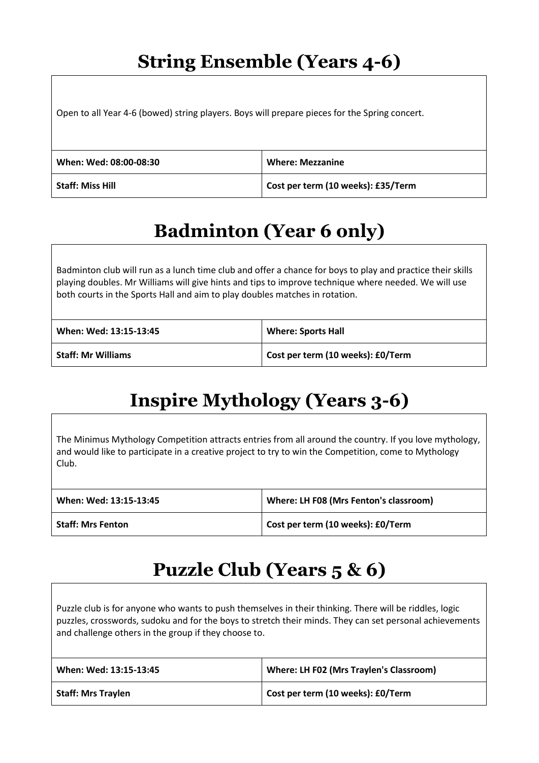## String Ensemble (Years 4-6)

Open to all Year 4-6 (bowed) string players. Boys will prepare pieces for the Spring concert.

| **When: Wed: 08:00-08:30** | **Where: Mezzanine** |
|---|---|
| **Staff: Miss Hill** | **Cost per term (10 weeks): £35/Term** |

## Badminton (Year 6 only)

Badminton club will run as a lunch time club and offer a chance for boys to play and practice their skills playing doubles. Mr Williams will give hints and tips to improve technique where needed. We will use both courts in the Sports Hall and aim to play doubles matches in rotation.

| **When: Wed: 13:15-13:45** | **Where: Sports Hall** |
|---|---|
| **Staff: Mr Williams** | **Cost per term (10 weeks): £0/Term** |

## Inspire Mythology (Years 3-6)

The Minimus Mythology Competition attracts entries from all around the country. If you love mythology, and would like to participate in a creative project to try to win the Competition, come to Mythology Club.

| **When: Wed: 13:15-13:45** | **Where: LH F08 (Mrs Fenton's classroom)** |
|---|---|
| **Staff: Mrs Fenton** | **Cost per term (10 weeks): £0/Term** |

## Puzzle Club (Years 5 & 6)

Puzzle club is for anyone who wants to push themselves in their thinking. There will be riddles, logic puzzles, crosswords, sudoku and for the boys to stretch their minds. They can set personal achievements and challenge others in the group if they choose to.

| **When: Wed: 13:15-13:45** | **Where: LH F02 (Mrs Traylen's Classroom)** |
|---|---|
| **Staff: Mrs Traylen** | **Cost per term (10 weeks): £0/Term** |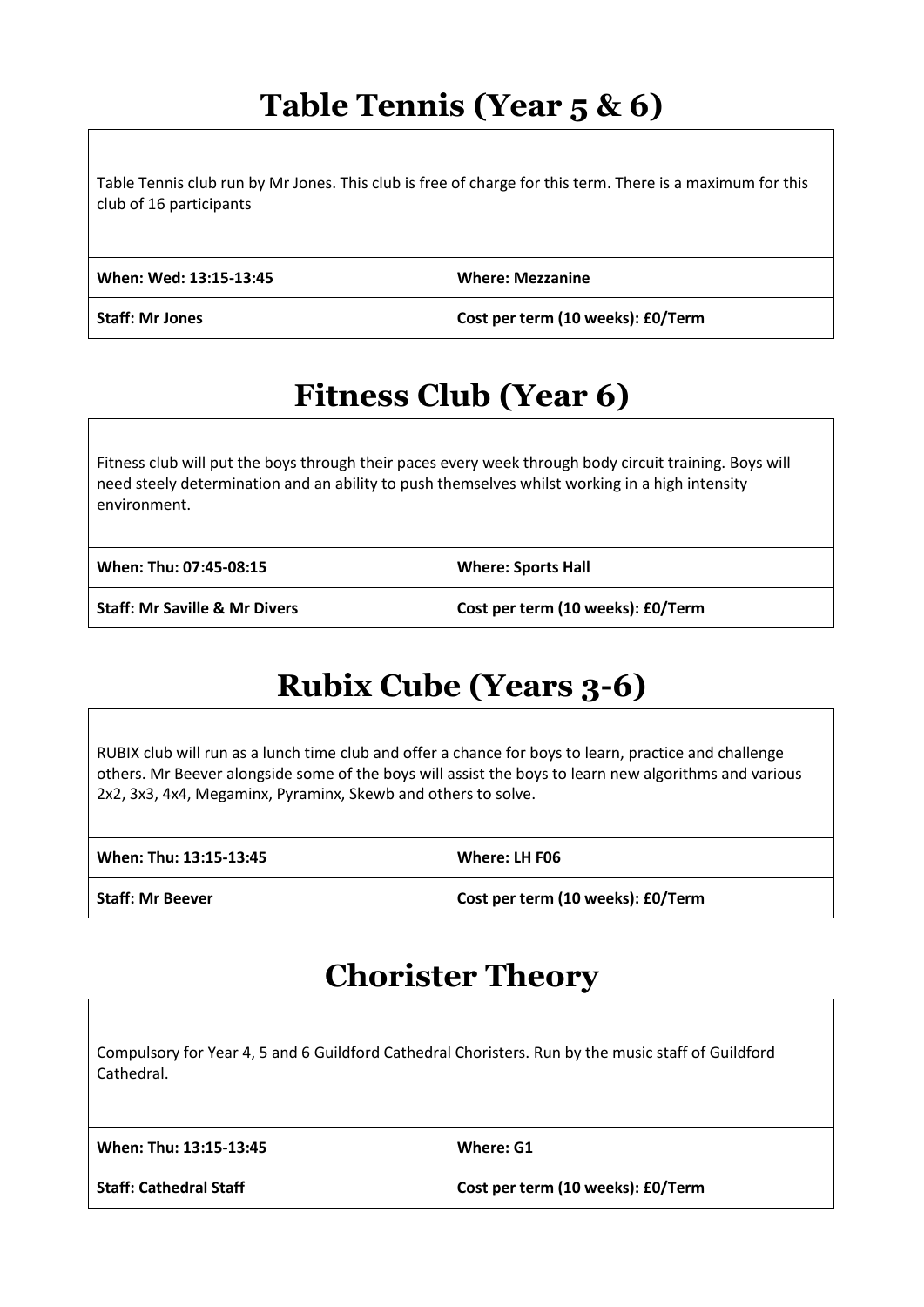# Table Tennis (Year 5 & 6)

Table Tennis club run by Mr Jones. This club is free of charge for this term. There is a maximum for this club of 16 participants

| | |
|---|---|
| **When: Wed: 13:15-13:45** | **Where: Mezzanine** |
| **Staff: Mr Jones** | **Cost per term (10 weeks): £0/Term** |

# Fitness Club (Year 6)

Fitness club will put the boys through their paces every week through body circuit training. Boys will need steely determination and an ability to push themselves whilst working in a high intensity environment.

| | |
|---|---|
| **When: Thu: 07:45-08:15** | **Where: Sports Hall** |
| **Staff: Mr Saville & Mr Divers** | **Cost per term (10 weeks): £0/Term** |

# Rubix Cube (Years 3-6)

RUBIX club will run as a lunch time club and offer a chance for boys to learn, practice and challenge others. Mr Beever alongside some of the boys will assist the boys to learn new algorithms and various 2x2, 3x3, 4x4, Megaminx, Pyraminx, Skewb and others to solve.

| | |
|---|---|
| **When: Thu: 13:15-13:45** | **Where: LH F06** |
| **Staff: Mr Beever** | **Cost per term (10 weeks): £0/Term** |

# Chorister Theory

Compulsory for Year 4, 5 and 6 Guildford Cathedral Choristers. Run by the music staff of Guildford Cathedral.

| | |
|---|---|
| **When: Thu: 13:15-13:45** | **Where: G1** |
| **Staff: Cathedral Staff** | **Cost per term (10 weeks): £0/Term** |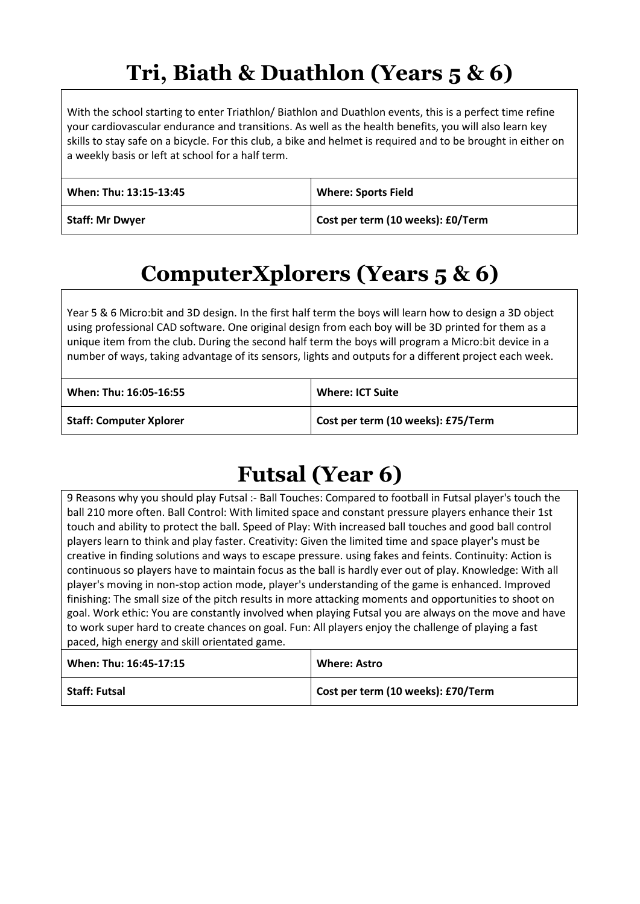# Tri, Biath & Duathlon (Years 5 & 6)

With the school starting to enter Triathlon/ Biathlon and Duathlon events, this is a perfect time refine your cardiovascular endurance and transitions. As well as the health benefits, you will also learn key skills to stay safe on a bicycle. For this club, a bike and helmet is required and to be brought in either on a weekly basis or left at school for a half term.

| **When: Thu: 13:15-13:45** | **Where: Sports Field** |
|---|---|
| **Staff: Mr Dwyer** | **Cost per term (10 weeks): £0/Term** |

# ComputerXplorers (Years 5 & 6)

Year 5 & 6 Micro:bit and 3D design. In the first half term the boys will learn how to design a 3D object using professional CAD software. One original design from each boy will be 3D printed for them as a unique item from the club. During the second half term the boys will program a Micro:bit device in a number of ways, taking advantage of its sensors, lights and outputs for a different project each week.

| **When: Thu: 16:05-16:55** | **Where: ICT Suite** |
|---|---|
| **Staff: Computer Xplorer** | **Cost per term (10 weeks): £75/Term** |

# Futsal (Year 6)

9 Reasons why you should play Futsal :- Ball Touches: Compared to football in Futsal player's touch the ball 210 more often. Ball Control: With limited space and constant pressure players enhance their 1st touch and ability to protect the ball. Speed of Play: With increased ball touches and good ball control players learn to think and play faster. Creativity: Given the limited time and space player's must be creative in finding solutions and ways to escape pressure. using fakes and feints. Continuity: Action is continuous so players have to maintain focus as the ball is hardly ever out of play. Knowledge: With all player's moving in non-stop action mode, player's understanding of the game is enhanced. Improved finishing: The small size of the pitch results in more attacking moments and opportunities to shoot on goal. Work ethic: You are constantly involved when playing Futsal you are always on the move and have to work super hard to create chances on goal. Fun: All players enjoy the challenge of playing a fast paced, high energy and skill orientated game.

| **When: Thu: 16:45-17:15** | **Where: Astro** |
|---|---|
| **Staff: Futsal** | **Cost per term (10 weeks): £70/Term** |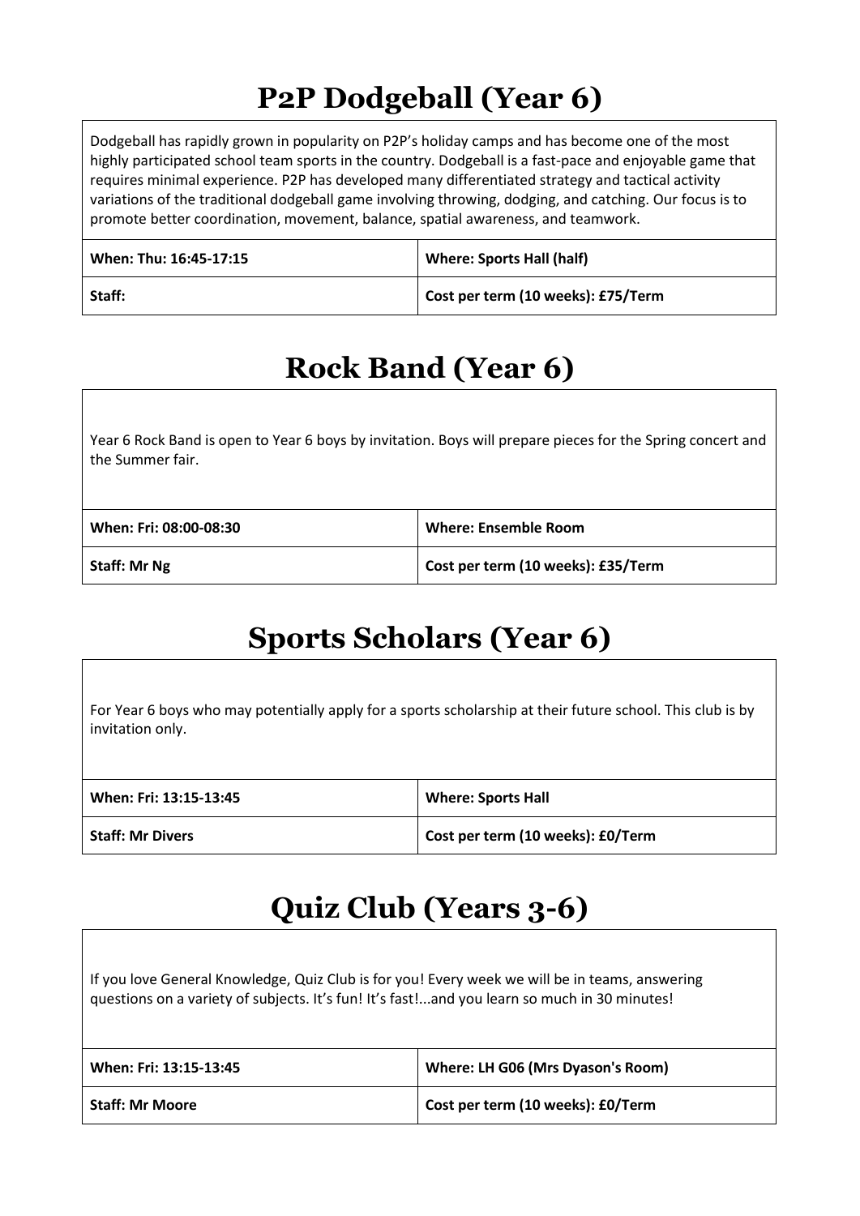# P2P Dodgeball (Year 6)

Dodgeball has rapidly grown in popularity on P2P's holiday camps and has become one of the most highly participated school team sports in the country. Dodgeball is a fast-pace and enjoyable game that requires minimal experience. P2P has developed many differentiated strategy and tactical activity variations of the traditional dodgeball game involving throwing, dodging, and catching. Our focus is to promote better coordination, movement, balance, spatial awareness, and teamwork.

| **When: Thu: 16:45-17:15** | **Where: Sports Hall (half)** |
|---|---|
| **Staff:** | **Cost per term (10 weeks): £75/Term** |

# Rock Band (Year 6)

Year 6 Rock Band is open to Year 6 boys by invitation. Boys will prepare pieces for the Spring concert and the Summer fair.

| **When: Fri: 08:00-08:30** | **Where: Ensemble Room** |
|---|---|
| **Staff: Mr Ng** | **Cost per term (10 weeks): £35/Term** |

# Sports Scholars (Year 6)

For Year 6 boys who may potentially apply for a sports scholarship at their future school. This club is by invitation only.

| **When: Fri: 13:15-13:45** | **Where: Sports Hall** |
|---|---|
| **Staff: Mr Divers** | **Cost per term (10 weeks): £0/Term** |

# Quiz Club (Years 3-6)

If you love General Knowledge, Quiz Club is for you! Every week we will be in teams, answering questions on a variety of subjects. It's fun! It's fast!...and you learn so much in 30 minutes!

| **When: Fri: 13:15-13:45** | **Where: LH G06 (Mrs Dyason's Room)** |
|---|---|
| **Staff: Mr Moore** | **Cost per term (10 weeks): £0/Term** |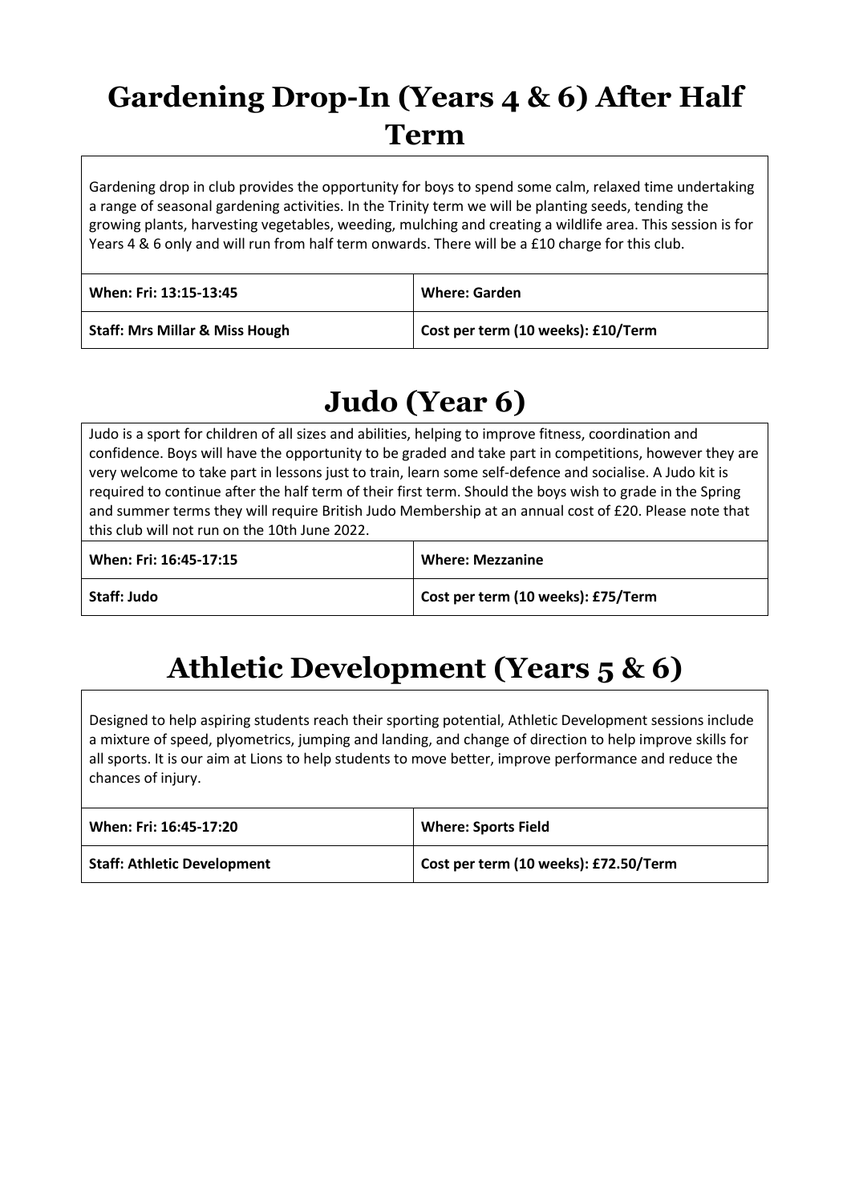# Gardening Drop-In (Years 4 & 6) After Half Term

Gardening drop in club provides the opportunity for boys to spend some calm, relaxed time undertaking a range of seasonal gardening activities. In the Trinity term we will be planting seeds, tending the growing plants, harvesting vegetables, weeding, mulching and creating a wildlife area. This session is for Years 4 & 6 only and will run from half term onwards. There will be a £10 charge for this club.

| | |
|---|---|
| **When: Fri: 13:15-13:45** | **Where: Garden** |
| **Staff: Mrs Millar & Miss Hough** | **Cost per term (10 weeks): £10/Term** |

# Judo (Year 6)

Judo is a sport for children of all sizes and abilities, helping to improve fitness, coordination and confidence. Boys will have the opportunity to be graded and take part in competitions, however they are very welcome to take part in lessons just to train, learn some self-defence and socialise. A Judo kit is required to continue after the half term of their first term. Should the boys wish to grade in the Spring and summer terms they will require British Judo Membership at an annual cost of £20. Please note that this club will not run on the 10th June 2022.

| | |
|---|---|
| **When: Fri: 16:45-17:15** | **Where: Mezzanine** |
| **Staff: Judo** | **Cost per term (10 weeks): £75/Term** |

# Athletic Development (Years 5 & 6)

Designed to help aspiring students reach their sporting potential, Athletic Development sessions include a mixture of speed, plyometrics, jumping and landing, and change of direction to help improve skills for all sports. It is our aim at Lions to help students to move better, improve performance and reduce the chances of injury.

| | |
|---|---|
| **When: Fri: 16:45-17:20** | **Where: Sports Field** |
| **Staff: Athletic Development** | **Cost per term (10 weeks): £72.50/Term** |